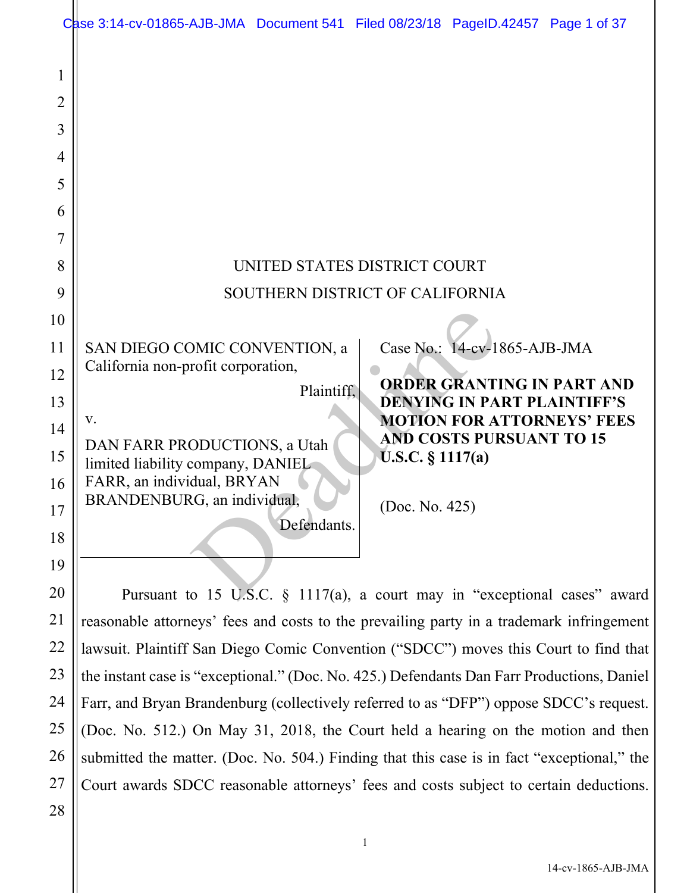UNITED STATES DISTRICT COURT

SOUTHERN DISTRICT OF CALIFORNIA

| | |
|---|---|
| SAN DIEGO COMIC CONVENTION, a California non-profit corporation,<br><br>Plaintiff,<br><br>v.<br><br>DAN FARR PRODUCTIONS, a Utah limited liability company, DANIEL FARR, an individual, BRYAN BRANDENBURG, an individual,<br><br>Defendants. | Case No.: 14-cv-1865-AJB-JMA<br><br>**ORDER GRANTING IN PART AND DENYING IN PART PLAINTIFF'S MOTION FOR ATTORNEYS' FEES AND COSTS PURSUANT TO 15 U.S.C. § 1117(a)**<br><br>(Doc. No. 425) |

Pursuant to 15 U.S.C. § 1117(a), a court may in "exceptional cases" award reasonable attorneys' fees and costs to the prevailing party in a trademark infringement lawsuit. Plaintiff San Diego Comic Convention ("SDCC") moves this Court to find that the instant case is "exceptional." (Doc. No. 425.) Defendants Dan Farr Productions, Daniel Farr, and Bryan Brandenburg (collectively referred to as "DFP") oppose SDCC's request. (Doc. No. 512.) On May 31, 2018, the Court held a hearing on the motion and then submitted the matter. (Doc. No. 504.) Finding that this case is in fact "exceptional," the Court awards SDCC reasonable attorneys' fees and costs subject to certain deductions.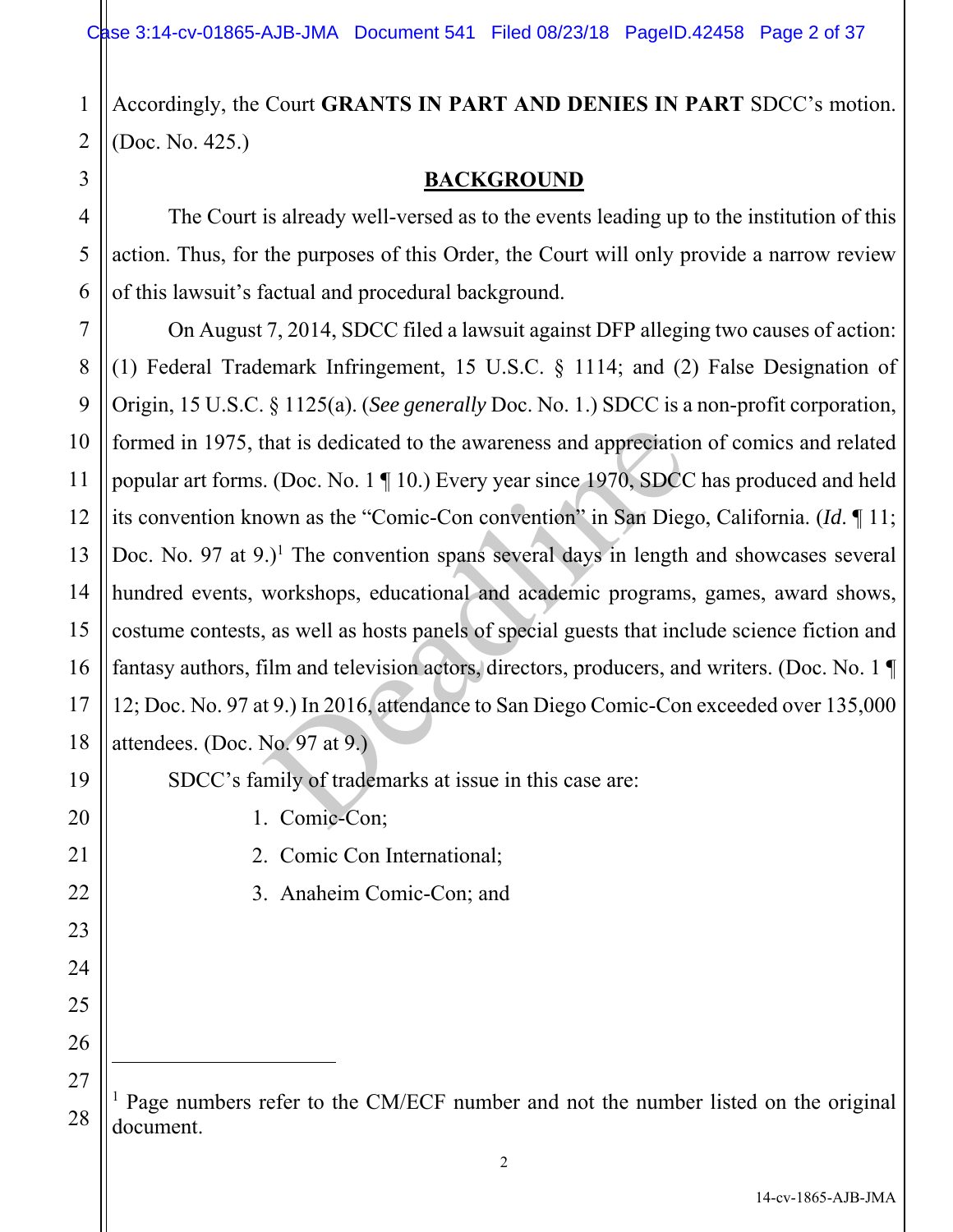Accordingly, the Court **GRANTS IN PART AND DENIES IN PART** SDCC's motion. (Doc. No. 425.)

## BACKGROUND

The Court is already well-versed as to the events leading up to the institution of this action. Thus, for the purposes of this Order, the Court will only provide a narrow review of this lawsuit's factual and procedural background.

On August 7, 2014, SDCC filed a lawsuit against DFP alleging two causes of action: (1) Federal Trademark Infringement, 15 U.S.C. § 1114; and (2) False Designation of Origin, 15 U.S.C. § 1125(a). (*See generally* Doc. No. 1.) SDCC is a non-profit corporation, formed in 1975, that is dedicated to the awareness and appreciation of comics and related popular art forms. (Doc. No. 1 ¶ 10.) Every year since 1970, SDCC has produced and held its convention known as the "Comic-Con convention" in San Diego, California. (*Id.* ¶ 11; Doc. No. 97 at 9.)[1] The convention spans several days in length and showcases several hundred events, workshops, educational and academic programs, games, award shows, costume contests, as well as hosts panels of special guests that include science fiction and fantasy authors, film and television actors, directors, producers, and writers. (Doc. No. 1 ¶ 12; Doc. No. 97 at 9.) In 2016, attendance to San Diego Comic-Con exceeded over 135,000 attendees. (Doc. No. 97 at 9.)

SDCC's family of trademarks at issue in this case are:

1. Comic-Con;
2. Comic Con International;
3. Anaheim Comic-Con; and

---

[1] Page numbers refer to the CM/ECF number and not the number listed on the original document.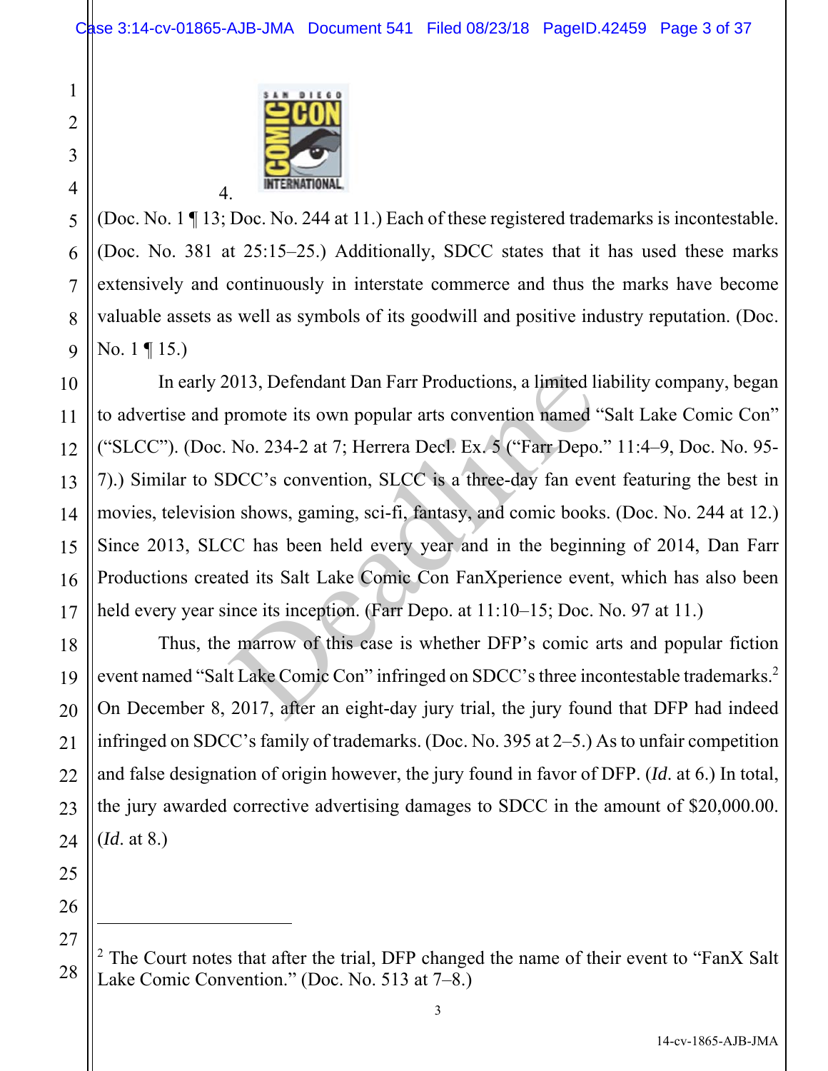4.

(Doc. No. 1 ¶ 13; Doc. No. 244 at 11.) Each of these registered trademarks is incontestable. (Doc. No. 381 at 25:15–25.) Additionally, SDCC states that it has used these marks extensively and continuously in interstate commerce and thus the marks have become valuable assets as well as symbols of its goodwill and positive industry reputation. (Doc. No. 1 ¶ 15.)

In early 2013, Defendant Dan Farr Productions, a limited liability company, began to advertise and promote its own popular arts convention named "Salt Lake Comic Con" ("SLCC"). (Doc. No. 234-2 at 7; Herrera Decl. Ex. 5 ("Farr Depo." 11:4–9, Doc. No. 95-7).) Similar to SDCC's convention, SLCC is a three-day fan event featuring the best in movies, television shows, gaming, sci-fi, fantasy, and comic books. (Doc. No. 244 at 12.) Since 2013, SLCC has been held every year and in the beginning of 2014, Dan Farr Productions created its Salt Lake Comic Con FanXperience event, which has also been held every year since its inception. (Farr Depo. at 11:10–15; Doc. No. 97 at 11.)

Thus, the marrow of this case is whether DFP's comic arts and popular fiction event named "Salt Lake Comic Con" infringed on SDCC's three incontestable trademarks.[2] On December 8, 2017, after an eight-day jury trial, the jury found that DFP had indeed infringed on SDCC's family of trademarks. (Doc. No. 395 at 2–5.) As to unfair competition and false designation of origin however, the jury found in favor of DFP. (*Id.* at 6.) In total, the jury awarded corrective advertising damages to SDCC in the amount of $20,000.00. (*Id.* at 8.)

---

[2] The Court notes that after the trial, DFP changed the name of their event to "FanX Salt Lake Comic Convention." (Doc. No. 513 at 7–8.)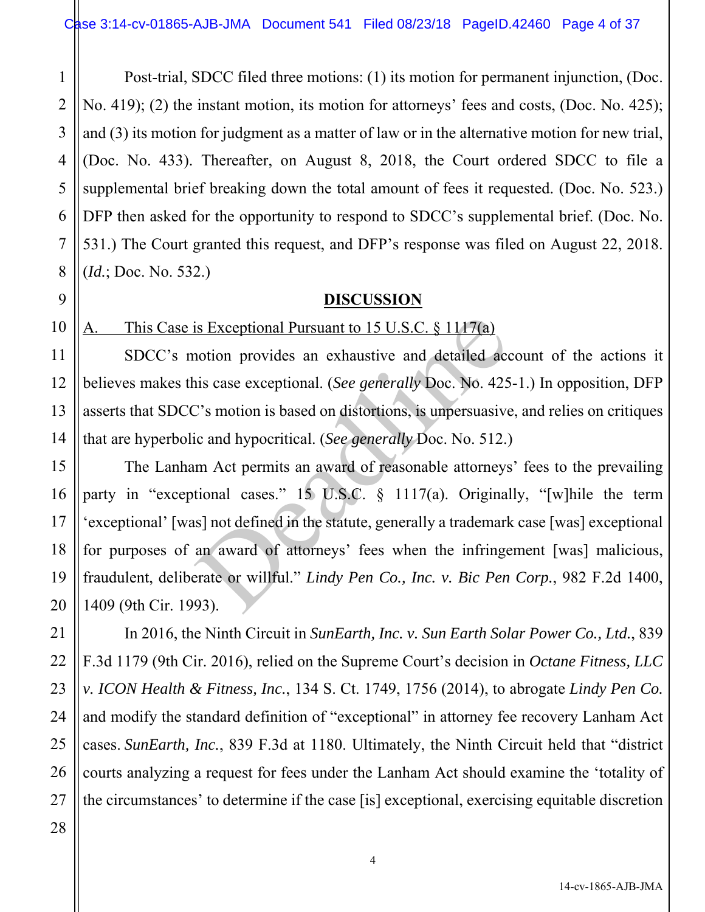Post-trial, SDCC filed three motions: (1) its motion for permanent injunction, (Doc. No. 419); (2) the instant motion, its motion for attorneys' fees and costs, (Doc. No. 425); and (3) its motion for judgment as a matter of law or in the alternative motion for new trial, (Doc. No. 433). Thereafter, on August 8, 2018, the Court ordered SDCC to file a supplemental brief breaking down the total amount of fees it requested. (Doc. No. 523.) DFP then asked for the opportunity to respond to SDCC's supplemental brief. (Doc. No. 531.) The Court granted this request, and DFP's response was filed on August 22, 2018. (*Id.*; Doc. No. 532.)

## DISCUSSION

A. This Case is Exceptional Pursuant to 15 U.S.C. § 1117(a)

SDCC's motion provides an exhaustive and detailed account of the actions it believes makes this case exceptional. (*See generally* Doc. No. 425-1.) In opposition, DFP asserts that SDCC's motion is based on distortions, is unpersuasive, and relies on critiques that are hyperbolic and hypocritical. (*See generally* Doc. No. 512.)

The Lanham Act permits an award of reasonable attorneys' fees to the prevailing party in "exceptional cases." 15 U.S.C. § 1117(a). Originally, "[w]hile the term 'exceptional' [was] not defined in the statute, generally a trademark case [was] exceptional for purposes of an award of attorneys' fees when the infringement [was] malicious, fraudulent, deliberate or willful." *Lindy Pen Co., Inc. v. Bic Pen Corp.*, 982 F.2d 1400, 1409 (9th Cir. 1993).

In 2016, the Ninth Circuit in *SunEarth, Inc. v. Sun Earth Solar Power Co., Ltd.*, 839 F.3d 1179 (9th Cir. 2016), relied on the Supreme Court's decision in *Octane Fitness, LLC v. ICON Health & Fitness, Inc.*, 134 S. Ct. 1749, 1756 (2014), to abrogate *Lindy Pen Co.* and modify the standard definition of "exceptional" in attorney fee recovery Lanham Act cases. *SunEarth, Inc.*, 839 F.3d at 1180. Ultimately, the Ninth Circuit held that "district courts analyzing a request for fees under the Lanham Act should examine the 'totality of the circumstances' to determine if the case [is] exceptional, exercising equitable discretion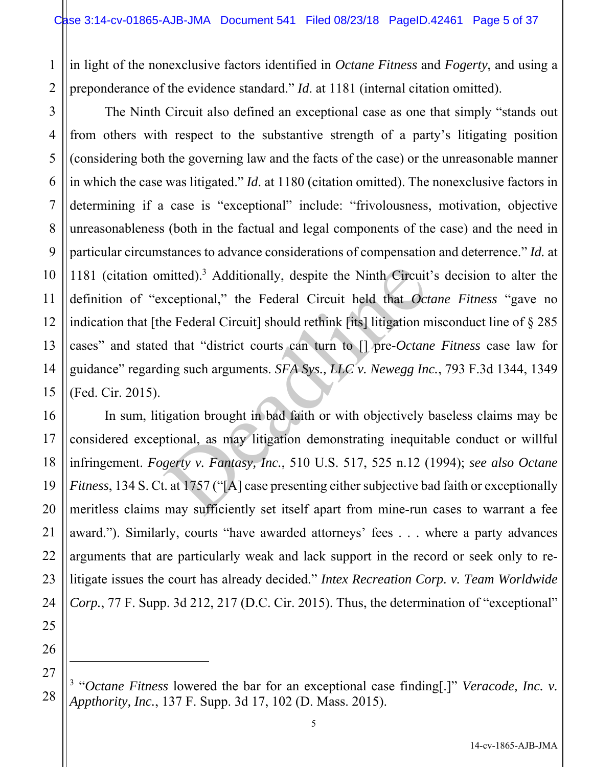in light of the nonexclusive factors identified in *Octane Fitness* and *Fogerty*, and using a preponderance of the evidence standard." *Id.* at 1181 (internal citation omitted).

The Ninth Circuit also defined an exceptional case as one that simply "stands out from others with respect to the substantive strength of a party's litigating position (considering both the governing law and the facts of the case) or the unreasonable manner in which the case was litigated." *Id.* at 1180 (citation omitted). The nonexclusive factors in determining if a case is "exceptional" include: "frivolousness, motivation, objective unreasonableness (both in the factual and legal components of the case) and the need in particular circumstances to advance considerations of compensation and deterrence." *Id.* at 1181 (citation omitted).[3] Additionally, despite the Ninth Circuit's decision to alter the definition of "exceptional," the Federal Circuit held that *Octane Fitness* "gave no indication that [the Federal Circuit] should rethink [its] litigation misconduct line of § 285 cases" and stated that "district courts can turn to [] pre-*Octane Fitness* case law for guidance" regarding such arguments. *SFA Sys., LLC v. Newegg Inc.*, 793 F.3d 1344, 1349 (Fed. Cir. 2015).

In sum, litigation brought in bad faith or with objectively baseless claims may be considered exceptional, as may litigation demonstrating inequitable conduct or willful infringement. *Fogerty v. Fantasy, Inc.*, 510 U.S. 517, 525 n.12 (1994); *see also Octane Fitness*, 134 S. Ct. at 1757 ("[A] case presenting either subjective bad faith or exceptionally meritless claims may sufficiently set itself apart from mine-run cases to warrant a fee award."). Similarly, courts "have awarded attorneys' fees . . . where a party advances arguments that are particularly weak and lack support in the record or seek only to re-litigate issues the court has already decided." *Intex Recreation Corp. v. Team Worldwide Corp.*, 77 F. Supp. 3d 212, 217 (D.C. Cir. 2015). Thus, the determination of "exceptional"

---

[3] "*Octane Fitness* lowered the bar for an exceptional case finding[.]" *Veracode, Inc. v. Appthority, Inc.*, 137 F. Supp. 3d 17, 102 (D. Mass. 2015).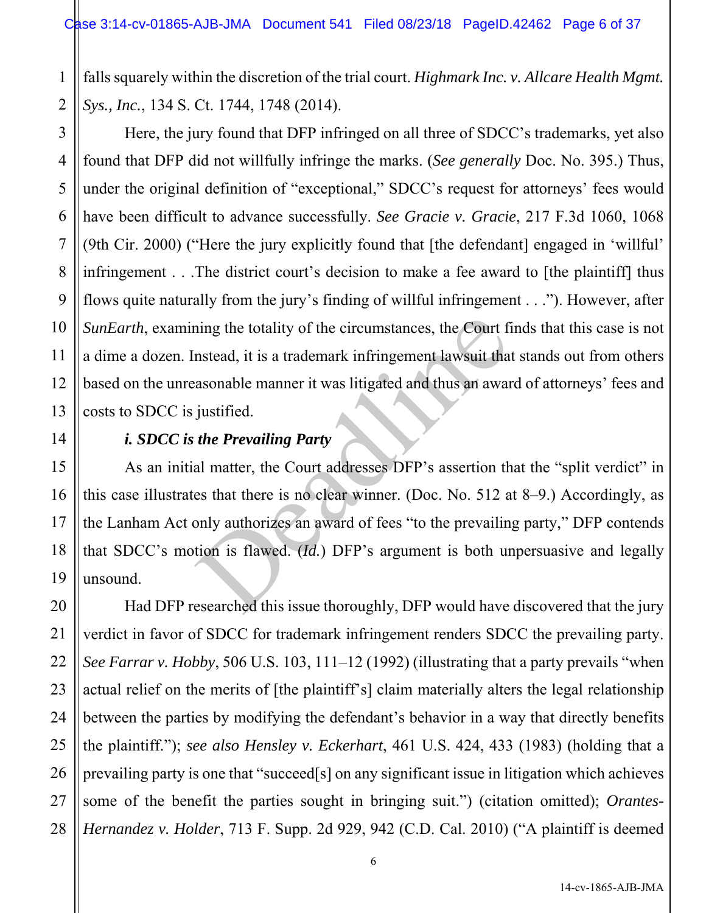falls squarely within the discretion of the trial court. *Highmark Inc. v. Allcare Health Mgmt. Sys., Inc.*, 134 S. Ct. 1744, 1748 (2014).

Here, the jury found that DFP infringed on all three of SDCC's trademarks, yet also found that DFP did not willfully infringe the marks. (*See generally* Doc. No. 395.) Thus, under the original definition of "exceptional," SDCC's request for attorneys' fees would have been difficult to advance successfully. *See Gracie v. Gracie*, 217 F.3d 1060, 1068 (9th Cir. 2000) ("Here the jury explicitly found that [the defendant] engaged in 'willful' infringement . . .The district court's decision to make a fee award to [the plaintiff] thus flows quite naturally from the jury's finding of willful infringement . . ."). However, after *SunEarth*, examining the totality of the circumstances, the Court finds that this case is not a dime a dozen. Instead, it is a trademark infringement lawsuit that stands out from others based on the unreasonable manner it was litigated and thus an award of attorneys' fees and costs to SDCC is justified.

***i. SDCC is the Prevailing Party***

As an initial matter, the Court addresses DFP's assertion that the "split verdict" in this case illustrates that there is no clear winner. (Doc. No. 512 at 8–9.) Accordingly, as the Lanham Act only authorizes an award of fees "to the prevailing party," DFP contends that SDCC's motion is flawed. (*Id.*) DFP's argument is both unpersuasive and legally unsound.

Had DFP researched this issue thoroughly, DFP would have discovered that the jury verdict in favor of SDCC for trademark infringement renders SDCC the prevailing party. *See Farrar v. Hobby*, 506 U.S. 103, 111–12 (1992) (illustrating that a party prevails "when actual relief on the merits of [the plaintiff's] claim materially alters the legal relationship between the parties by modifying the defendant's behavior in a way that directly benefits the plaintiff."); *see also Hensley v. Eckerhart*, 461 U.S. 424, 433 (1983) (holding that a prevailing party is one that "succeed[s] on any significant issue in litigation which achieves some of the benefit the parties sought in bringing suit.") (citation omitted); *Orantes-Hernandez v. Holder*, 713 F. Supp. 2d 929, 942 (C.D. Cal. 2010) ("A plaintiff is deemed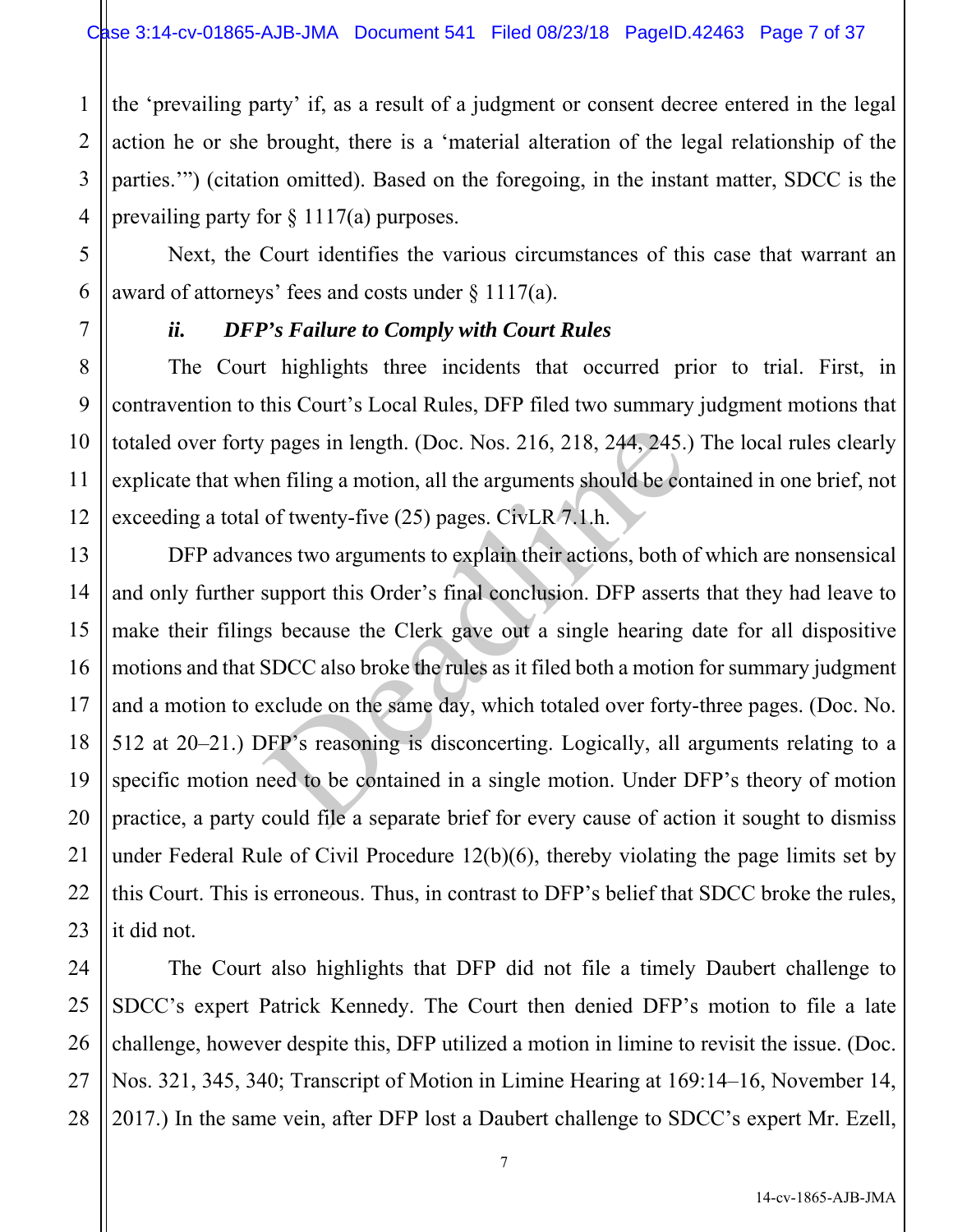the 'prevailing party' if, as a result of a judgment or consent decree entered in the legal action he or she brought, there is a 'material alteration of the legal relationship of the parties.'") (citation omitted). Based on the foregoing, in the instant matter, SDCC is the prevailing party for § 1117(a) purposes.

Next, the Court identifies the various circumstances of this case that warrant an award of attorneys' fees and costs under § 1117(a).

### *ii. DFP's Failure to Comply with Court Rules*

The Court highlights three incidents that occurred prior to trial. First, in contravention to this Court's Local Rules, DFP filed two summary judgment motions that totaled over forty pages in length. (Doc. Nos. 216, 218, 244, 245.) The local rules clearly explicate that when filing a motion, all the arguments should be contained in one brief, not exceeding a total of twenty-five (25) pages. CivLR 7.1.h.

DFP advances two arguments to explain their actions, both of which are nonsensical and only further support this Order's final conclusion. DFP asserts that they had leave to make their filings because the Clerk gave out a single hearing date for all dispositive motions and that SDCC also broke the rules as it filed both a motion for summary judgment and a motion to exclude on the same day, which totaled over forty-three pages. (Doc. No. 512 at 20–21.) DFP's reasoning is disconcerting. Logically, all arguments relating to a specific motion need to be contained in a single motion. Under DFP's theory of motion practice, a party could file a separate brief for every cause of action it sought to dismiss under Federal Rule of Civil Procedure 12(b)(6), thereby violating the page limits set by this Court. This is erroneous. Thus, in contrast to DFP's belief that SDCC broke the rules, it did not.

The Court also highlights that DFP did not file a timely Daubert challenge to SDCC's expert Patrick Kennedy. The Court then denied DFP's motion to file a late challenge, however despite this, DFP utilized a motion in limine to revisit the issue. (Doc. Nos. 321, 345, 340; Transcript of Motion in Limine Hearing at 169:14–16, November 14, 2017.) In the same vein, after DFP lost a Daubert challenge to SDCC's expert Mr. Ezell,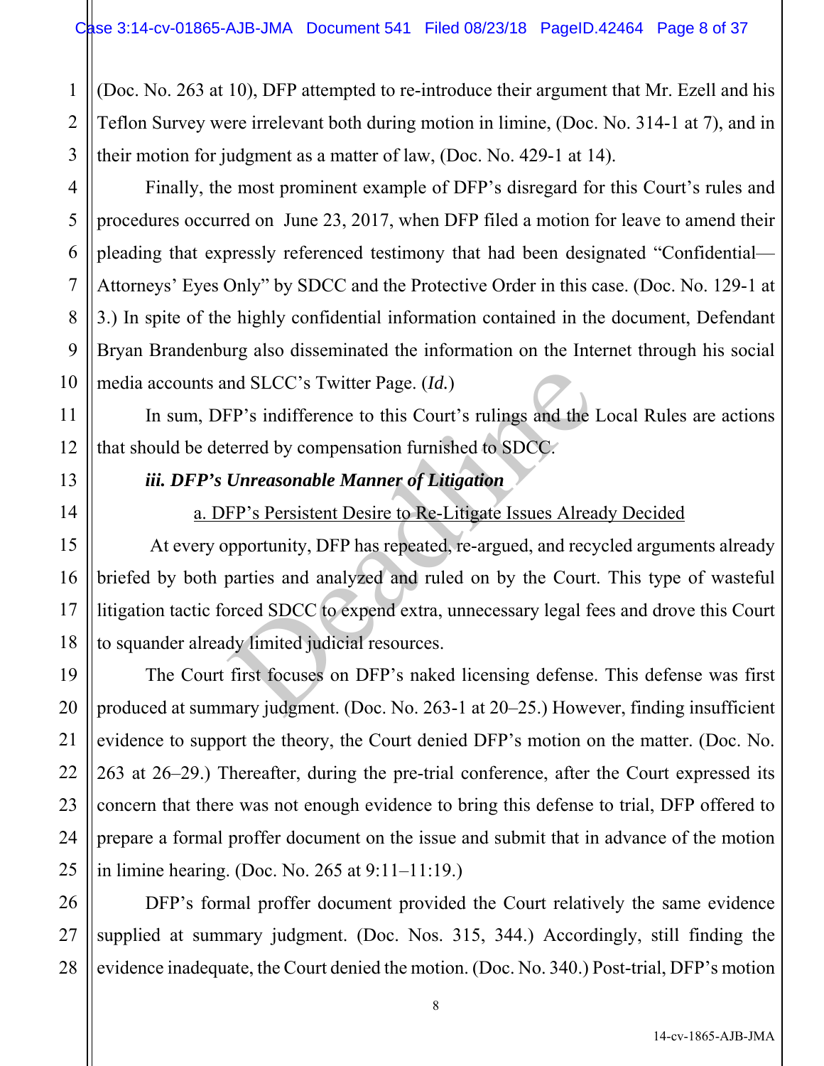(Doc. No. 263 at 10), DFP attempted to re-introduce their argument that Mr. Ezell and his Teflon Survey were irrelevant both during motion in limine, (Doc. No. 314-1 at 7), and in their motion for judgment as a matter of law, (Doc. No. 429-1 at 14).

Finally, the most prominent example of DFP's disregard for this Court's rules and procedures occurred on June 23, 2017, when DFP filed a motion for leave to amend their pleading that expressly referenced testimony that had been designated "Confidential—Attorneys' Eyes Only" by SDCC and the Protective Order in this case. (Doc. No. 129-1 at 3.) In spite of the highly confidential information contained in the document, Defendant Bryan Brandenburg also disseminated the information on the Internet through his social media accounts and SLCC's Twitter Page. (*Id.*)

In sum, DFP's indifference to this Court's rulings and the Local Rules are actions that should be deterred by compensation furnished to SDCC.

***iii. DFP's Unreasonable Manner of Litigation***

<u>a. DFP's Persistent Desire to Re-Litigate Issues Already Decided</u>

At every opportunity, DFP has repeated, re-argued, and recycled arguments already briefed by both parties and analyzed and ruled on by the Court. This type of wasteful litigation tactic forced SDCC to expend extra, unnecessary legal fees and drove this Court to squander already limited judicial resources.

The Court first focuses on DFP's naked licensing defense. This defense was first produced at summary judgment. (Doc. No. 263-1 at 20–25.) However, finding insufficient evidence to support the theory, the Court denied DFP's motion on the matter. (Doc. No. 263 at 26–29.) Thereafter, during the pre-trial conference, after the Court expressed its concern that there was not enough evidence to bring this defense to trial, DFP offered to prepare a formal proffer document on the issue and submit that in advance of the motion in limine hearing. (Doc. No. 265 at 9:11–11:19.)

DFP's formal proffer document provided the Court relatively the same evidence supplied at summary judgment. (Doc. Nos. 315, 344.) Accordingly, still finding the evidence inadequate, the Court denied the motion. (Doc. No. 340.) Post-trial, DFP's motion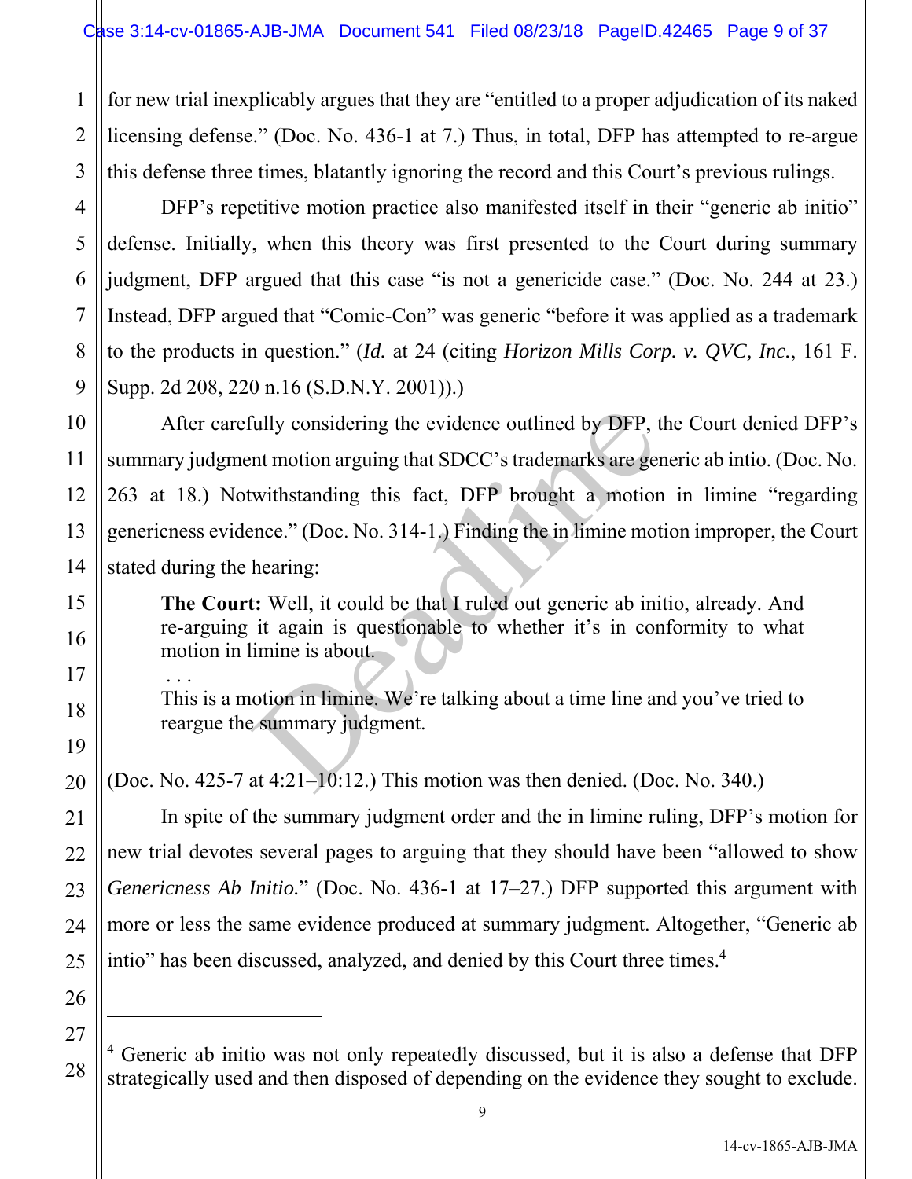for new trial inexplicably argues that they are "entitled to a proper adjudication of its naked licensing defense." (Doc. No. 436-1 at 7.) Thus, in total, DFP has attempted to re-argue this defense three times, blatantly ignoring the record and this Court's previous rulings.

DFP's repetitive motion practice also manifested itself in their "generic ab initio" defense. Initially, when this theory was first presented to the Court during summary judgment, DFP argued that this case "is not a genericide case." (Doc. No. 244 at 23.) Instead, DFP argued that "Comic-Con" was generic "before it was applied as a trademark to the products in question." (*Id.* at 24 (citing *Horizon Mills Corp. v. QVC, Inc.*, 161 F. Supp. 2d 208, 220 n.16 (S.D.N.Y. 2001)).)

After carefully considering the evidence outlined by DFP, the Court denied DFP's summary judgment motion arguing that SDCC's trademarks are generic ab intio. (Doc. No. 263 at 18.) Notwithstanding this fact, DFP brought a motion in limine "regarding genericness evidence." (Doc. No. 314-1.) Finding the in limine motion improper, the Court stated during the hearing:

> **The Court:** Well, it could be that I ruled out generic ab initio, already. And re-arguing it again is questionable to whether it's in conformity to what motion in limine is about.
>
> . . .
>
> This is a motion in limine. We're talking about a time line and you've tried to reargue the summary judgment.

(Doc. No. 425-7 at 4:21–10:12.) This motion was then denied. (Doc. No. 340.)

In spite of the summary judgment order and the in limine ruling, DFP's motion for new trial devotes several pages to arguing that they should have been "allowed to show *Genericness Ab Initio.*" (Doc. No. 436-1 at 17–27.) DFP supported this argument with more or less the same evidence produced at summary judgment. Altogether, "Generic ab intio" has been discussed, analyzed, and denied by this Court three times.[4]

---

[4] Generic ab initio was not only repeatedly discussed, but it is also a defense that DFP strategically used and then disposed of depending on the evidence they sought to exclude.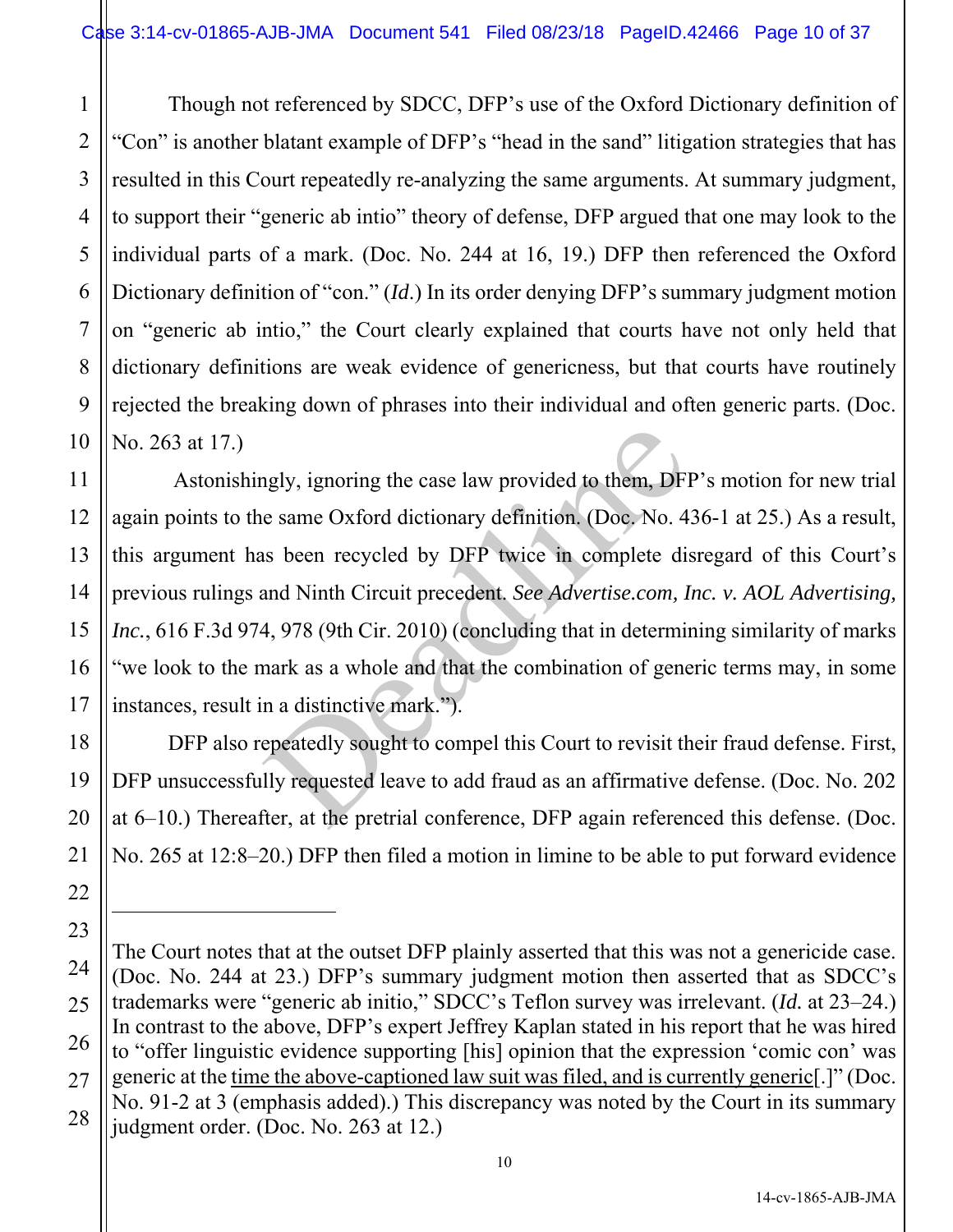Though not referenced by SDCC, DFP's use of the Oxford Dictionary definition of "Con" is another blatant example of DFP's "head in the sand" litigation strategies that has resulted in this Court repeatedly re-analyzing the same arguments. At summary judgment, to support their "generic ab intio" theory of defense, DFP argued that one may look to the individual parts of a mark. (Doc. No. 244 at 16, 19.) DFP then referenced the Oxford Dictionary definition of "con." (*Id*.) In its order denying DFP's summary judgment motion on "generic ab intio," the Court clearly explained that courts have not only held that dictionary definitions are weak evidence of genericness, but that courts have routinely rejected the breaking down of phrases into their individual and often generic parts. (Doc. No. 263 at 17.)

Astonishingly, ignoring the case law provided to them, DFP's motion for new trial again points to the same Oxford dictionary definition. (Doc. No. 436-1 at 25.) As a result, this argument has been recycled by DFP twice in complete disregard of this Court's previous rulings and Ninth Circuit precedent. *See Advertise.com, Inc. v. AOL Advertising, Inc.*, 616 F.3d 974, 978 (9th Cir. 2010) (concluding that in determining similarity of marks "we look to the mark as a whole and that the combination of generic terms may, in some instances, result in a distinctive mark.").

DFP also repeatedly sought to compel this Court to revisit their fraud defense. First, DFP unsuccessfully requested leave to add fraud as an affirmative defense. (Doc. No. 202 at 6–10.) Thereafter, at the pretrial conference, DFP again referenced this defense. (Doc. No. 265 at 12:8–20.) DFP then filed a motion in limine to be able to put forward evidence

---

The Court notes that at the outset DFP plainly asserted that this was not a genericide case. (Doc. No. 244 at 23.) DFP's summary judgment motion then asserted that as SDCC's trademarks were "generic ab initio," SDCC's Teflon survey was irrelevant. (*Id.* at 23–24.) In contrast to the above, DFP's expert Jeffrey Kaplan stated in his report that he was hired to "offer linguistic evidence supporting [his] opinion that the expression 'comic con' was generic at the <u>time the above-captioned law suit was filed, and is currently generic</u>[.]" (Doc. No. 91-2 at 3 (emphasis added).) This discrepancy was noted by the Court in its summary judgment order. (Doc. No. 263 at 12.)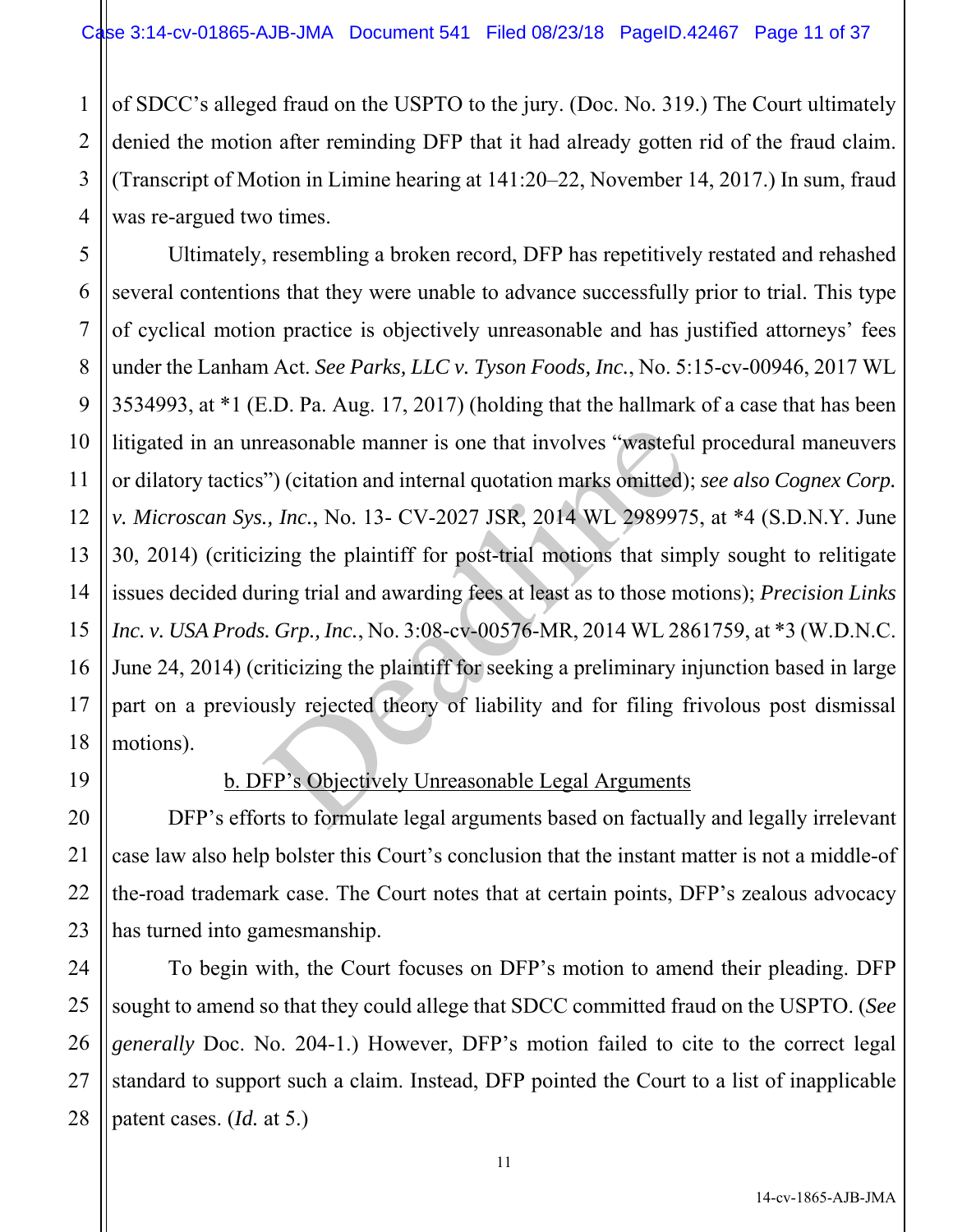of SDCC's alleged fraud on the USPTO to the jury. (Doc. No. 319.) The Court ultimately denied the motion after reminding DFP that it had already gotten rid of the fraud claim. (Transcript of Motion in Limine hearing at 141:20–22, November 14, 2017.) In sum, fraud was re-argued two times.

Ultimately, resembling a broken record, DFP has repetitively restated and rehashed several contentions that they were unable to advance successfully prior to trial. This type of cyclical motion practice is objectively unreasonable and has justified attorneys' fees under the Lanham Act. *See Parks, LLC v. Tyson Foods, Inc.*, No. 5:15-cv-00946, 2017 WL 3534993, at *1 (E.D. Pa. Aug. 17, 2017) (holding that the hallmark of a case that has been litigated in an unreasonable manner is one that involves "wasteful procedural maneuvers or dilatory tactics") (citation and internal quotation marks omitted); *see also Cognex Corp. v. Microscan Sys., Inc.*, No. 13- CV-2027 JSR, 2014 WL 2989975, at *4 (S.D.N.Y. June 30, 2014) (criticizing the plaintiff for post-trial motions that simply sought to relitigate issues decided during trial and awarding fees at least as to those motions); *Precision Links Inc. v. USA Prods. Grp., Inc.*, No. 3:08-cv-00576-MR, 2014 WL 2861759, at *3 (W.D.N.C. June 24, 2014) (criticizing the plaintiff for seeking a preliminary injunction based in large part on a previously rejected theory of liability and for filing frivolous post dismissal motions).

b. DFP's Objectively Unreasonable Legal Arguments

DFP's efforts to formulate legal arguments based on factually and legally irrelevant case law also help bolster this Court's conclusion that the instant matter is not a middle-of the-road trademark case. The Court notes that at certain points, DFP's zealous advocacy has turned into gamesmanship.

To begin with, the Court focuses on DFP's motion to amend their pleading. DFP sought to amend so that they could allege that SDCC committed fraud on the USPTO. (*See generally* Doc. No. 204-1.) However, DFP's motion failed to cite to the correct legal standard to support such a claim. Instead, DFP pointed the Court to a list of inapplicable patent cases. (*Id.* at 5.)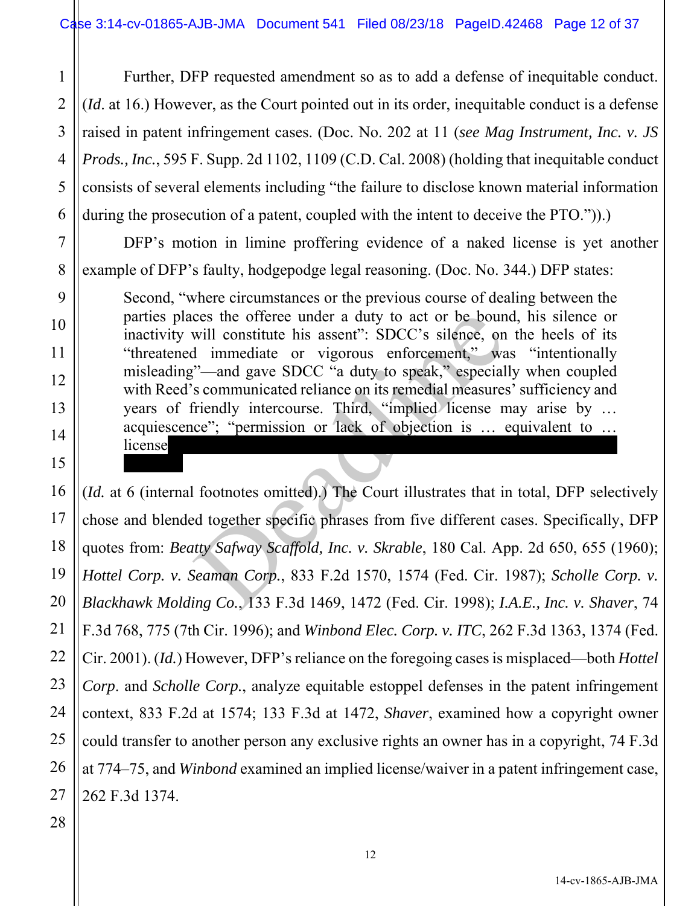Further, DFP requested amendment so as to add a defense of inequitable conduct. (*Id.* at 16.) However, as the Court pointed out in its order, inequitable conduct is a defense raised in patent infringement cases. (Doc. No. 202 at 11 (*see Mag Instrument, Inc. v. JS Prods., Inc.*, 595 F. Supp. 2d 1102, 1109 (C.D. Cal. 2008) (holding that inequitable conduct consists of several elements including "the failure to disclose known material information during the prosecution of a patent, coupled with the intent to deceive the PTO.")).)

DFP's motion in limine proffering evidence of a naked license is yet another example of DFP's faulty, hodgepodge legal reasoning. (Doc. No. 344.) DFP states:

> Second, "where circumstances or the previous course of dealing between the parties places the offeree under a duty to act or be bound, his silence or inactivity will constitute his assent": SDCC's silence, on the heels of its "threatened immediate or vigorous enforcement," was "intentionally misleading"—and gave SDCC "a duty to speak," especially when coupled with Reed's communicated reliance on its remedial measures' sufficiency and years of friendly intercourse. Third, "implied license may arise by … acquiescence"; "permission or lack of objection is … equivalent to … license

(*Id.* at 6 (internal footnotes omitted).) The Court illustrates that in total, DFP selectively chose and blended together specific phrases from five different cases. Specifically, DFP quotes from: *Beatty Safway Scaffold, Inc. v. Skrable*, 180 Cal. App. 2d 650, 655 (1960); *Hottel Corp. v. Seaman Corp.*, 833 F.2d 1570, 1574 (Fed. Cir. 1987); *Scholle Corp. v. Blackhawk Molding Co.*, 133 F.3d 1469, 1472 (Fed. Cir. 1998); *I.A.E., Inc. v. Shaver*, 74 F.3d 768, 775 (7th Cir. 1996); and *Winbond Elec. Corp. v. ITC*, 262 F.3d 1363, 1374 (Fed. Cir. 2001). (*Id.*) However, DFP's reliance on the foregoing cases is misplaced—both *Hottel Corp*. and *Scholle Corp.*, analyze equitable estoppel defenses in the patent infringement context, 833 F.2d at 1574; 133 F.3d at 1472, *Shaver*, examined how a copyright owner could transfer to another person any exclusive rights an owner has in a copyright, 74 F.3d at 774–75, and *Winbond* examined an implied license/waiver in a patent infringement case, 262 F.3d 1374.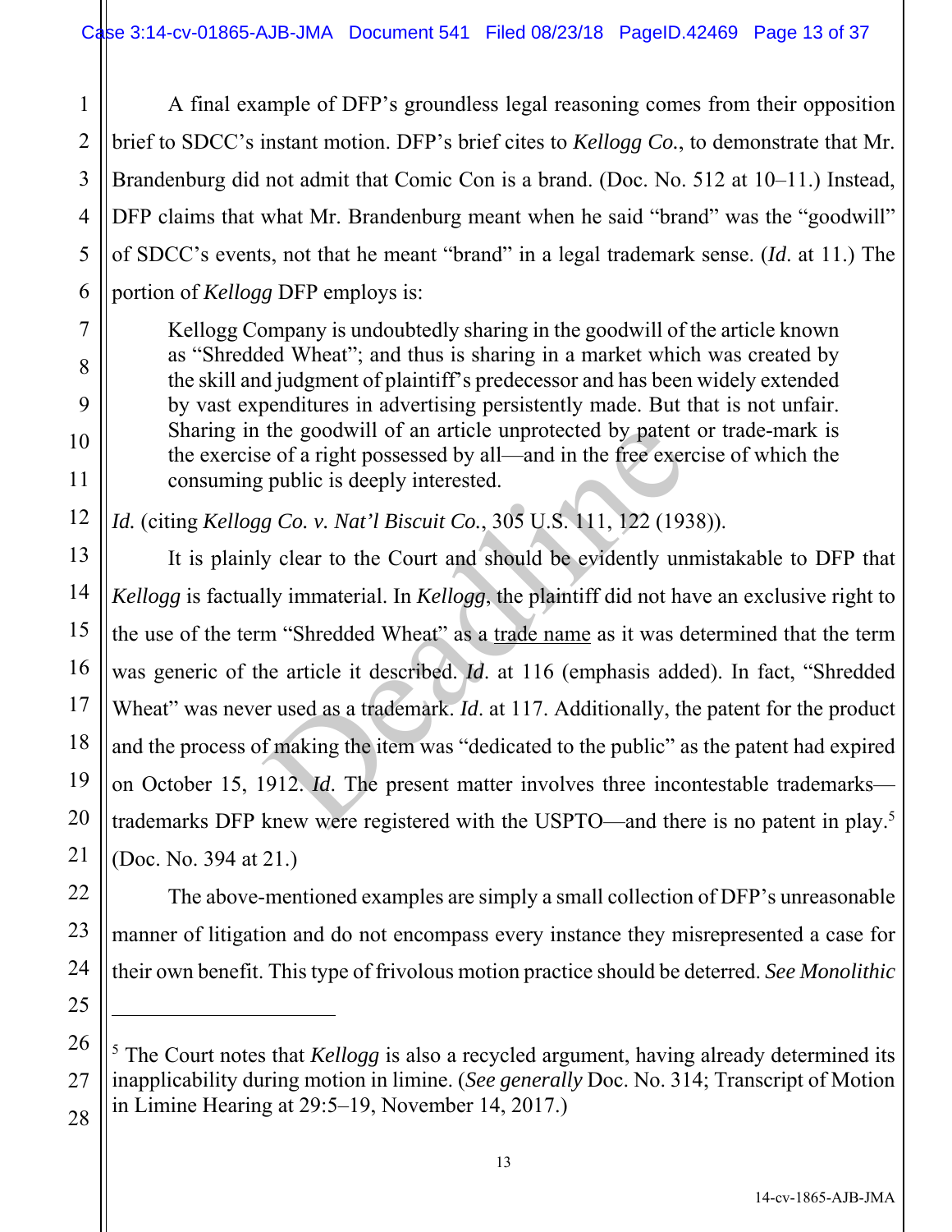A final example of DFP's groundless legal reasoning comes from their opposition brief to SDCC's instant motion. DFP's brief cites to *Kellogg Co.*, to demonstrate that Mr. Brandenburg did not admit that Comic Con is a brand. (Doc. No. 512 at 10–11.) Instead, DFP claims that what Mr. Brandenburg meant when he said "brand" was the "goodwill" of SDCC's events, not that he meant "brand" in a legal trademark sense. (*Id.* at 11.) The portion of *Kellogg* DFP employs is:

> Kellogg Company is undoubtedly sharing in the goodwill of the article known as "Shredded Wheat"; and thus is sharing in a market which was created by the skill and judgment of plaintiff's predecessor and has been widely extended by vast expenditures in advertising persistently made. But that is not unfair. Sharing in the goodwill of an article unprotected by patent or trade-mark is the exercise of a right possessed by all—and in the free exercise of which the consuming public is deeply interested.

*Id.* (citing *Kellogg Co. v. Nat'l Biscuit Co.*, 305 U.S. 111, 122 (1938)).

It is plainly clear to the Court and should be evidently unmistakable to DFP that *Kellogg* is factually immaterial. In *Kellogg*, the plaintiff did not have an exclusive right to the use of the term "Shredded Wheat" as a <u>trade name</u> as it was determined that the term was generic of the article it described. *Id.* at 116 (emphasis added). In fact, "Shredded Wheat" was never used as a trademark. *Id.* at 117. Additionally, the patent for the product and the process of making the item was "dedicated to the public" as the patent had expired on October 15, 1912. *Id.* The present matter involves three incontestable trademarks—trademarks DFP knew were registered with the USPTO—and there is no patent in play.[5] (Doc. No. 394 at 21.)

The above-mentioned examples are simply a small collection of DFP's unreasonable manner of litigation and do not encompass every instance they misrepresented a case for their own benefit. This type of frivolous motion practice should be deterred. *See Monolithic*

---

[5] The Court notes that *Kellogg* is also a recycled argument, having already determined its inapplicability during motion in limine. (*See generally* Doc. No. 314; Transcript of Motion in Limine Hearing at 29:5–19, November 14, 2017.)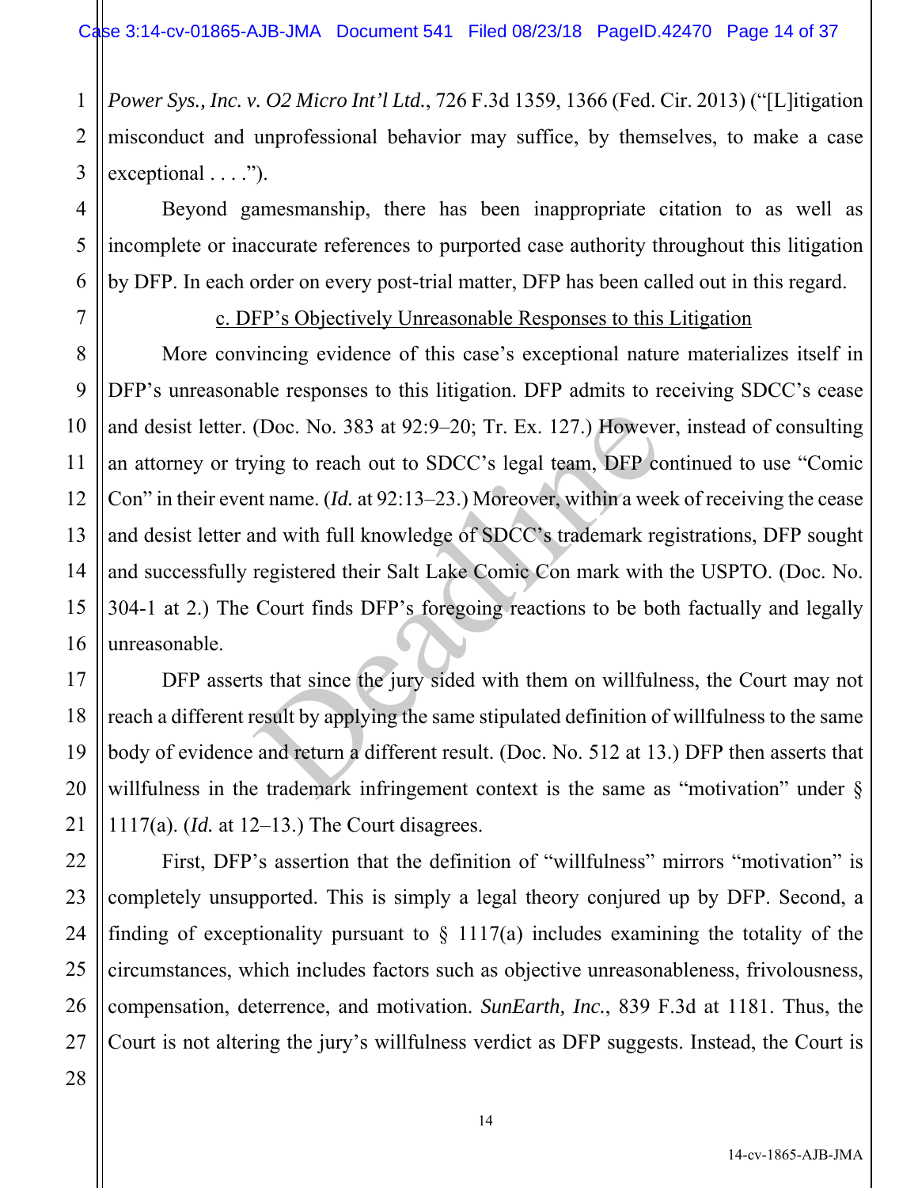*Power Sys., Inc. v. O2 Micro Int'l Ltd.*, 726 F.3d 1359, 1366 (Fed. Cir. 2013) ("[L]itigation misconduct and unprofessional behavior may suffice, by themselves, to make a case exceptional . . . .").

Beyond gamesmanship, there has been inappropriate citation to as well as incomplete or inaccurate references to purported case authority throughout this litigation by DFP. In each order on every post-trial matter, DFP has been called out in this regard.

c. DFP's Objectively Unreasonable Responses to this Litigation

More convincing evidence of this case's exceptional nature materializes itself in DFP's unreasonable responses to this litigation. DFP admits to receiving SDCC's cease and desist letter. (Doc. No. 383 at 92:9–20; Tr. Ex. 127.) However, instead of consulting an attorney or trying to reach out to SDCC's legal team, DFP continued to use "Comic Con" in their event name. (*Id.* at 92:13–23.) Moreover, within a week of receiving the cease and desist letter and with full knowledge of SDCC's trademark registrations, DFP sought and successfully registered their Salt Lake Comic Con mark with the USPTO. (Doc. No. 304-1 at 2.) The Court finds DFP's foregoing reactions to be both factually and legally unreasonable.

DFP asserts that since the jury sided with them on willfulness, the Court may not reach a different result by applying the same stipulated definition of willfulness to the same body of evidence and return a different result. (Doc. No. 512 at 13.) DFP then asserts that willfulness in the trademark infringement context is the same as "motivation" under § 1117(a). (*Id.* at 12–13.) The Court disagrees.

First, DFP's assertion that the definition of "willfulness" mirrors "motivation" is completely unsupported. This is simply a legal theory conjured up by DFP. Second, a finding of exceptionality pursuant to § 1117(a) includes examining the totality of the circumstances, which includes factors such as objective unreasonableness, frivolousness, compensation, deterrence, and motivation. *SunEarth, Inc.*, 839 F.3d at 1181. Thus, the Court is not altering the jury's willfulness verdict as DFP suggests. Instead, the Court is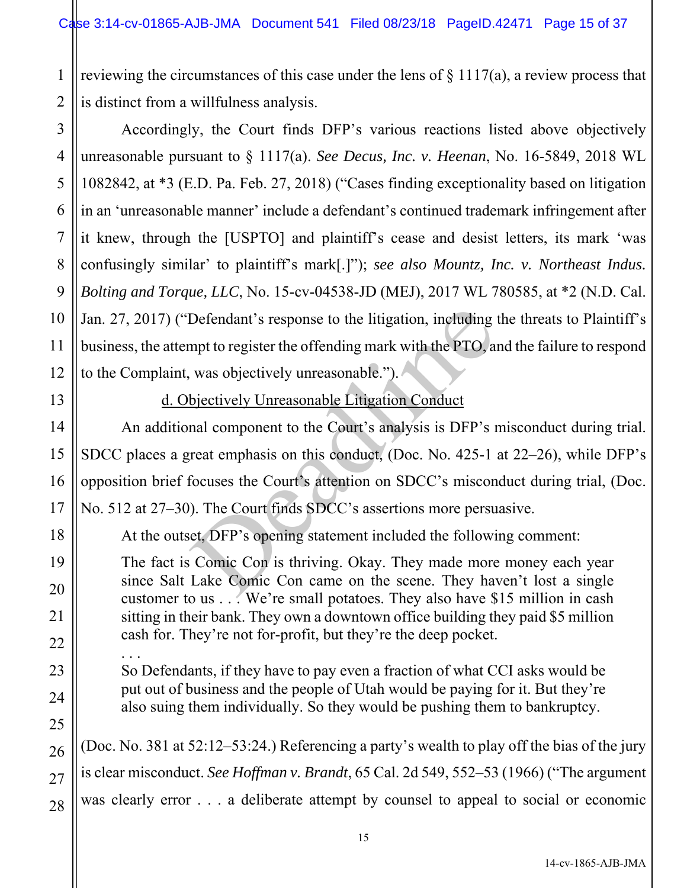reviewing the circumstances of this case under the lens of § 1117(a), a review process that is distinct from a willfulness analysis.

Accordingly, the Court finds DFP's various reactions listed above objectively unreasonable pursuant to § 1117(a). *See Decus, Inc. v. Heenan*, No. 16-5849, 2018 WL 1082842, at *3 (E.D. Pa. Feb. 27, 2018) ("Cases finding exceptionality based on litigation in an 'unreasonable manner' include a defendant's continued trademark infringement after it knew, through the [USPTO] and plaintiff's cease and desist letters, its mark 'was confusingly similar' to plaintiff's mark[.]"); *see also Mountz, Inc. v. Northeast Indus. Bolting and Torque, LLC*, No. 15-cv-04538-JD (MEJ), 2017 WL 780585, at *2 (N.D. Cal. Jan. 27, 2017) ("Defendant's response to the litigation, including the threats to Plaintiff's business, the attempt to register the offending mark with the PTO, and the failure to respond to the Complaint, was objectively unreasonable.").

d. Objectively Unreasonable Litigation Conduct

An additional component to the Court's analysis is DFP's misconduct during trial. SDCC places a great emphasis on this conduct, (Doc. No. 425-1 at 22–26), while DFP's opposition brief focuses the Court's attention on SDCC's misconduct during trial, (Doc. No. 512 at 27–30). The Court finds SDCC's assertions more persuasive.

At the outset, DFP's opening statement included the following comment:

> The fact is Comic Con is thriving. Okay. They made more money each year since Salt Lake Comic Con came on the scene. They haven't lost a single customer to us . . . We're small potatoes. They also have $15 million in cash sitting in their bank. They own a downtown office building they paid $5 million cash for. They're not for-profit, but they're the deep pocket.
>
> . . .
>
> So Defendants, if they have to pay even a fraction of what CCI asks would be put out of business and the people of Utah would be paying for it. But they're also suing them individually. So they would be pushing them to bankruptcy.

(Doc. No. 381 at 52:12–53:24.) Referencing a party's wealth to play off the bias of the jury is clear misconduct. *See Hoffman v. Brandt*, 65 Cal. 2d 549, 552–53 (1966) ("The argument was clearly error . . . a deliberate attempt by counsel to appeal to social or economic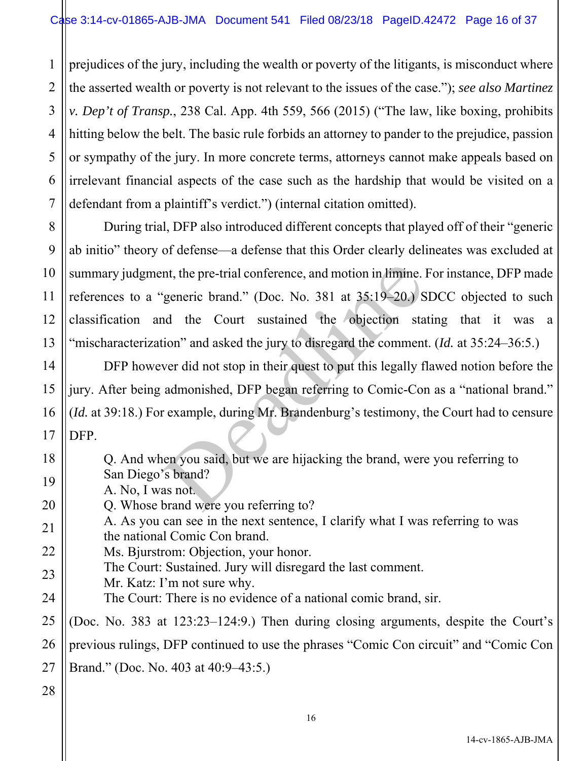prejudices of the jury, including the wealth or poverty of the litigants, is misconduct where the asserted wealth or poverty is not relevant to the issues of the case."); *see also Martinez v. Dep't of Transp.*, 238 Cal. App. 4th 559, 566 (2015) ("The law, like boxing, prohibits hitting below the belt. The basic rule forbids an attorney to pander to the prejudice, passion or sympathy of the jury. In more concrete terms, attorneys cannot make appeals based on irrelevant financial aspects of the case such as the hardship that would be visited on a defendant from a plaintiff's verdict.") (internal citation omitted).

During trial, DFP also introduced different concepts that played off of their "generic ab initio" theory of defense—a defense that this Order clearly delineates was excluded at summary judgment, the pre-trial conference, and motion in limine. For instance, DFP made references to a "generic brand." (Doc. No. 381 at 35:19–20.) SDCC objected to such classification and the Court sustained the objection stating that it was a "mischaracterization" and asked the jury to disregard the comment. (*Id.* at 35:24–36:5.)

DFP however did not stop in their quest to put this legally flawed notion before the jury. After being admonished, DFP began referring to Comic-Con as a "national brand." (*Id.* at 39:18.) For example, during Mr. Brandenburg's testimony, the Court had to censure DFP.

> Q. And when you said, but we are hijacking the brand, were you referring to San Diego's brand?
> A. No, I was not.
> Q. Whose brand were you referring to?
> A. As you can see in the next sentence, I clarify what I was referring to was the national Comic Con brand.
> Ms. Bjurstrom: Objection, your honor.
> The Court: Sustained. Jury will disregard the last comment.
> Mr. Katz: I'm not sure why.
> The Court: There is no evidence of a national comic brand, sir.

(Doc. No. 383 at 123:23–124:9.) Then during closing arguments, despite the Court's previous rulings, DFP continued to use the phrases "Comic Con circuit" and "Comic Con Brand." (Doc. No. 403 at 40:9–43:5.)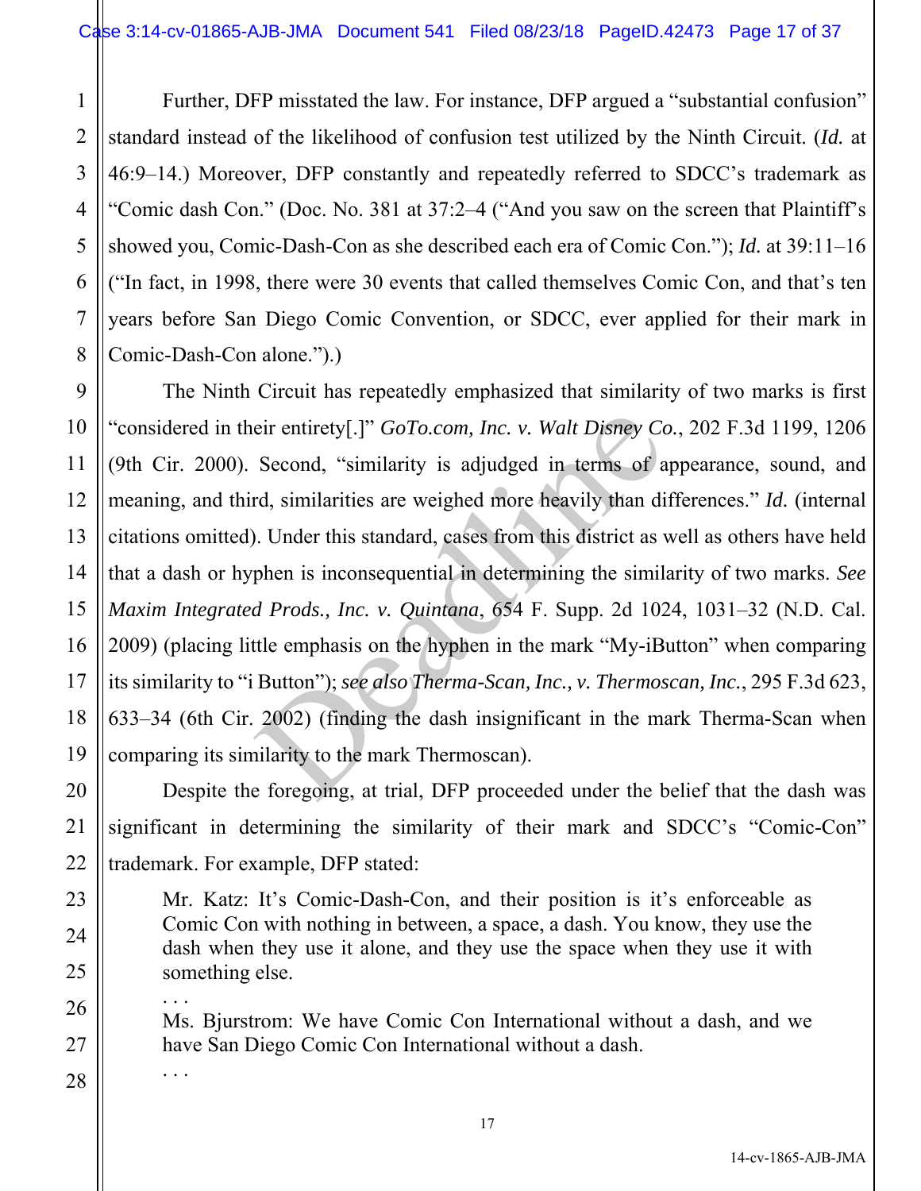Further, DFP misstated the law. For instance, DFP argued a "substantial confusion" standard instead of the likelihood of confusion test utilized by the Ninth Circuit. (*Id.* at 46:9–14.) Moreover, DFP constantly and repeatedly referred to SDCC's trademark as "Comic dash Con." (Doc. No. 381 at 37:2–4 ("And you saw on the screen that Plaintiff's showed you, Comic-Dash-Con as she described each era of Comic Con."); *Id.* at 39:11–16 ("In fact, in 1998, there were 30 events that called themselves Comic Con, and that's ten years before San Diego Comic Convention, or SDCC, ever applied for their mark in Comic-Dash-Con alone.").)

The Ninth Circuit has repeatedly emphasized that similarity of two marks is first "considered in their entirety[.]" *GoTo.com, Inc. v. Walt Disney Co.*, 202 F.3d 1199, 1206 (9th Cir. 2000). Second, "similarity is adjudged in terms of appearance, sound, and meaning, and third, similarities are weighed more heavily than differences." *Id.* (internal citations omitted). Under this standard, cases from this district as well as others have held that a dash or hyphen is inconsequential in determining the similarity of two marks. *See Maxim Integrated Prods., Inc. v. Quintana*, 654 F. Supp. 2d 1024, 1031–32 (N.D. Cal. 2009) (placing little emphasis on the hyphen in the mark "My-iButton" when comparing its similarity to "i Button"); *see also Therma-Scan, Inc., v. Thermoscan, Inc.*, 295 F.3d 623, 633–34 (6th Cir. 2002) (finding the dash insignificant in the mark Therma-Scan when comparing its similarity to the mark Thermoscan).

Despite the foregoing, at trial, DFP proceeded under the belief that the dash was significant in determining the similarity of their mark and SDCC's "Comic-Con" trademark. For example, DFP stated:

> Mr. Katz: It's Comic-Dash-Con, and their position is it's enforceable as Comic Con with nothing in between, a space, a dash. You know, they use the dash when they use it alone, and they use the space when they use it with something else.
>
> . . .
>
> Ms. Bjurstrom: We have Comic Con International without a dash, and we have San Diego Comic Con International without a dash.
>
> . . .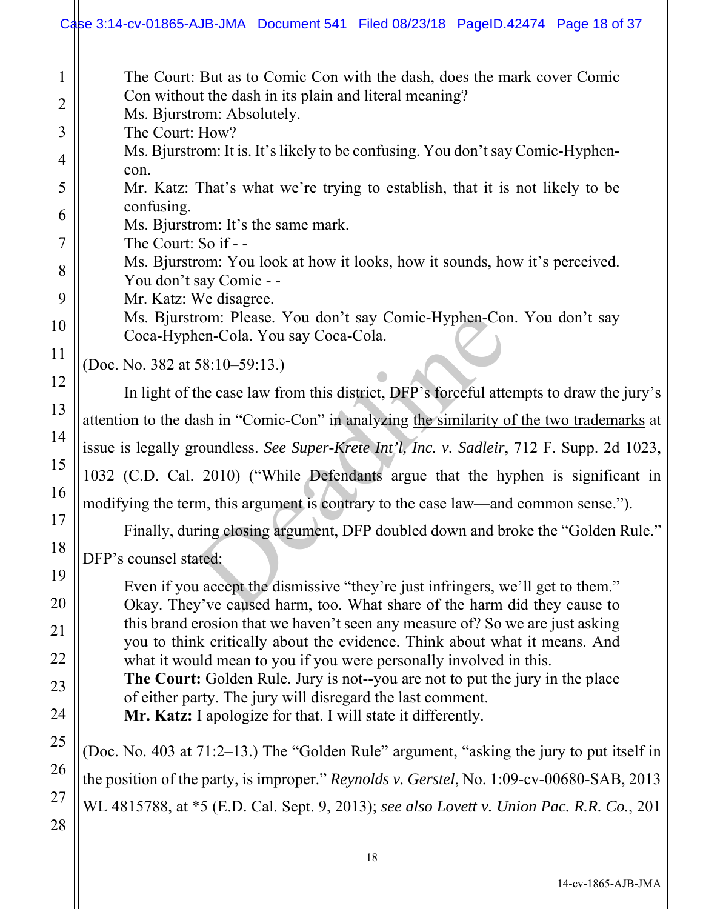> The Court: But as to Comic Con with the dash, does the mark cover Comic Con without the dash in its plain and literal meaning?
> Ms. Bjurstrom: Absolutely.
> The Court: How?
> Ms. Bjurstrom: It is. It's likely to be confusing. You don't say Comic-Hyphen-con.
> Mr. Katz: That's what we're trying to establish, that it is not likely to be confusing.
> Ms. Bjurstrom: It's the same mark.
> The Court: So if - -
> Ms. Bjurstrom: You look at how it looks, how it sounds, how it's perceived. You don't say Comic - -
> Mr. Katz: We disagree.
> Ms. Bjurstrom: Please. You don't say Comic-Hyphen-Con. You don't say Coca-Hyphen-Cola. You say Coca-Cola.

(Doc. No. 382 at 58:10–59:13.)

In light of the case law from this district, DFP's forceful attempts to draw the jury's attention to the dash in "Comic-Con" in analyzing <u>the similarity of the two trademarks</u> at issue is legally groundless. *See Super-Krete Int'l, Inc. v. Sadleir*, 712 F. Supp. 2d 1023, 1032 (C.D. Cal. 2010) ("While Defendants argue that the hyphen is significant in modifying the term, this argument is contrary to the case law—and common sense.").

Finally, during closing argument, DFP doubled down and broke the "Golden Rule." DFP's counsel stated:

> Even if you accept the dismissive "they're just infringers, we'll get to them." Okay. They've caused harm, too. What share of the harm did they cause to this brand erosion that we haven't seen any measure of? So we are just asking you to think critically about the evidence. Think about what it means. And what it would mean to you if you were personally involved in this.
> **The Court:** Golden Rule. Jury is not--you are not to put the jury in the place of either party. The jury will disregard the last comment.
> **Mr. Katz:** I apologize for that. I will state it differently.

(Doc. No. 403 at 71:2–13.) The "Golden Rule" argument, "asking the jury to put itself in the position of the party, is improper." *Reynolds v. Gerstel*, No. 1:09-cv-00680-SAB, 2013 WL 4815788, at *5 (E.D. Cal. Sept. 9, 2013); *see also Lovett v. Union Pac. R.R. Co.*, 201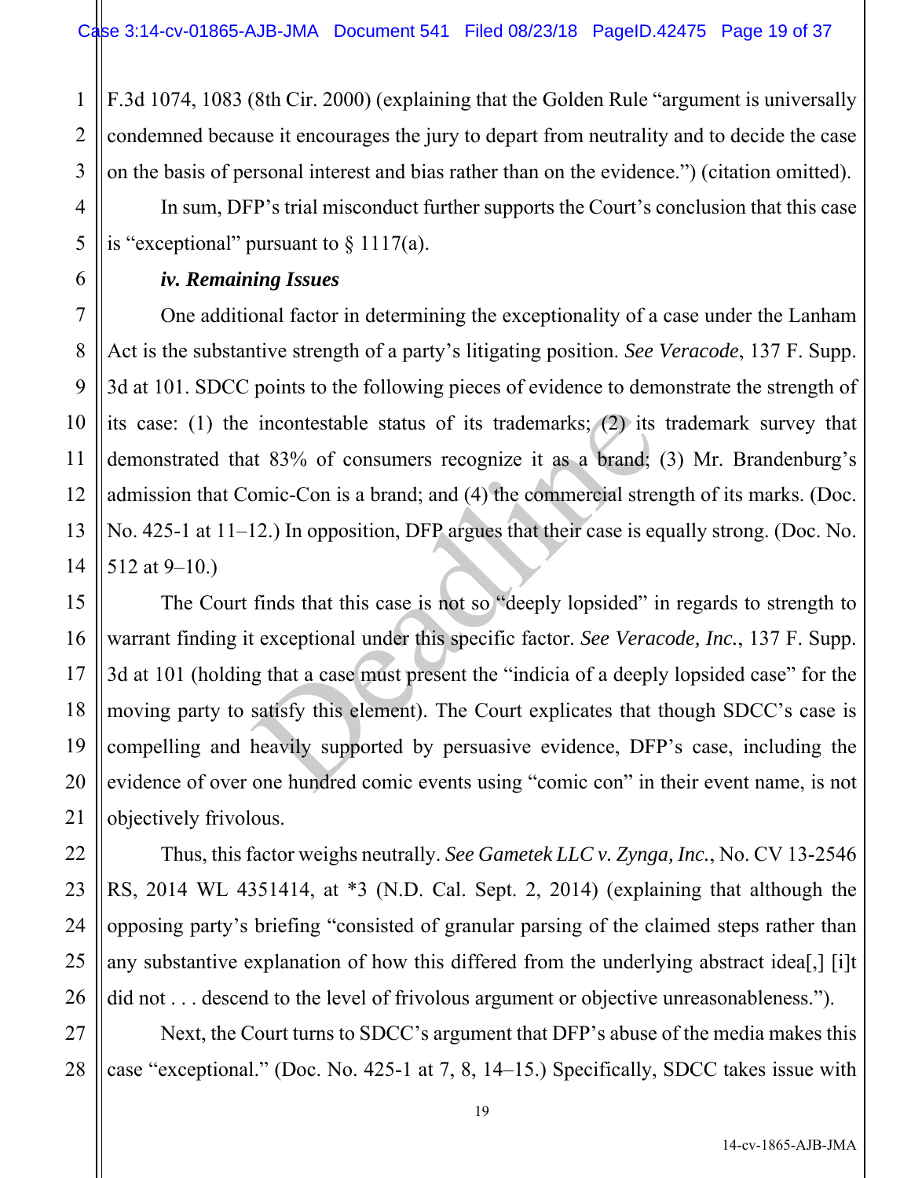F.3d 1074, 1083 (8th Cir. 2000) (explaining that the Golden Rule "argument is universally condemned because it encourages the jury to depart from neutrality and to decide the case on the basis of personal interest and bias rather than on the evidence.") (citation omitted).

In sum, DFP's trial misconduct further supports the Court's conclusion that this case is "exceptional" pursuant to § 1117(a).

***iv. Remaining Issues***

One additional factor in determining the exceptionality of a case under the Lanham Act is the substantive strength of a party's litigating position. *See Veracode*, 137 F. Supp. 3d at 101. SDCC points to the following pieces of evidence to demonstrate the strength of its case: (1) the incontestable status of its trademarks; (2) its trademark survey that demonstrated that 83% of consumers recognize it as a brand; (3) Mr. Brandenburg's admission that Comic-Con is a brand; and (4) the commercial strength of its marks. (Doc. No. 425-1 at 11–12.) In opposition, DFP argues that their case is equally strong. (Doc. No. 512 at 9–10.)

The Court finds that this case is not so "deeply lopsided" in regards to strength to warrant finding it exceptional under this specific factor. *See Veracode, Inc.*, 137 F. Supp. 3d at 101 (holding that a case must present the "indicia of a deeply lopsided case" for the moving party to satisfy this element). The Court explicates that though SDCC's case is compelling and heavily supported by persuasive evidence, DFP's case, including the evidence of over one hundred comic events using "comic con" in their event name, is not objectively frivolous.

Thus, this factor weighs neutrally. *See Gametek LLC v. Zynga, Inc.*, No. CV 13-2546 RS, 2014 WL 4351414, at *3 (N.D. Cal. Sept. 2, 2014) (explaining that although the opposing party's briefing "consisted of granular parsing of the claimed steps rather than any substantive explanation of how this differed from the underlying abstract idea[,] [i]t did not . . . descend to the level of frivolous argument or objective unreasonableness.").

Next, the Court turns to SDCC's argument that DFP's abuse of the media makes this case "exceptional." (Doc. No. 425-1 at 7, 8, 14–15.) Specifically, SDCC takes issue with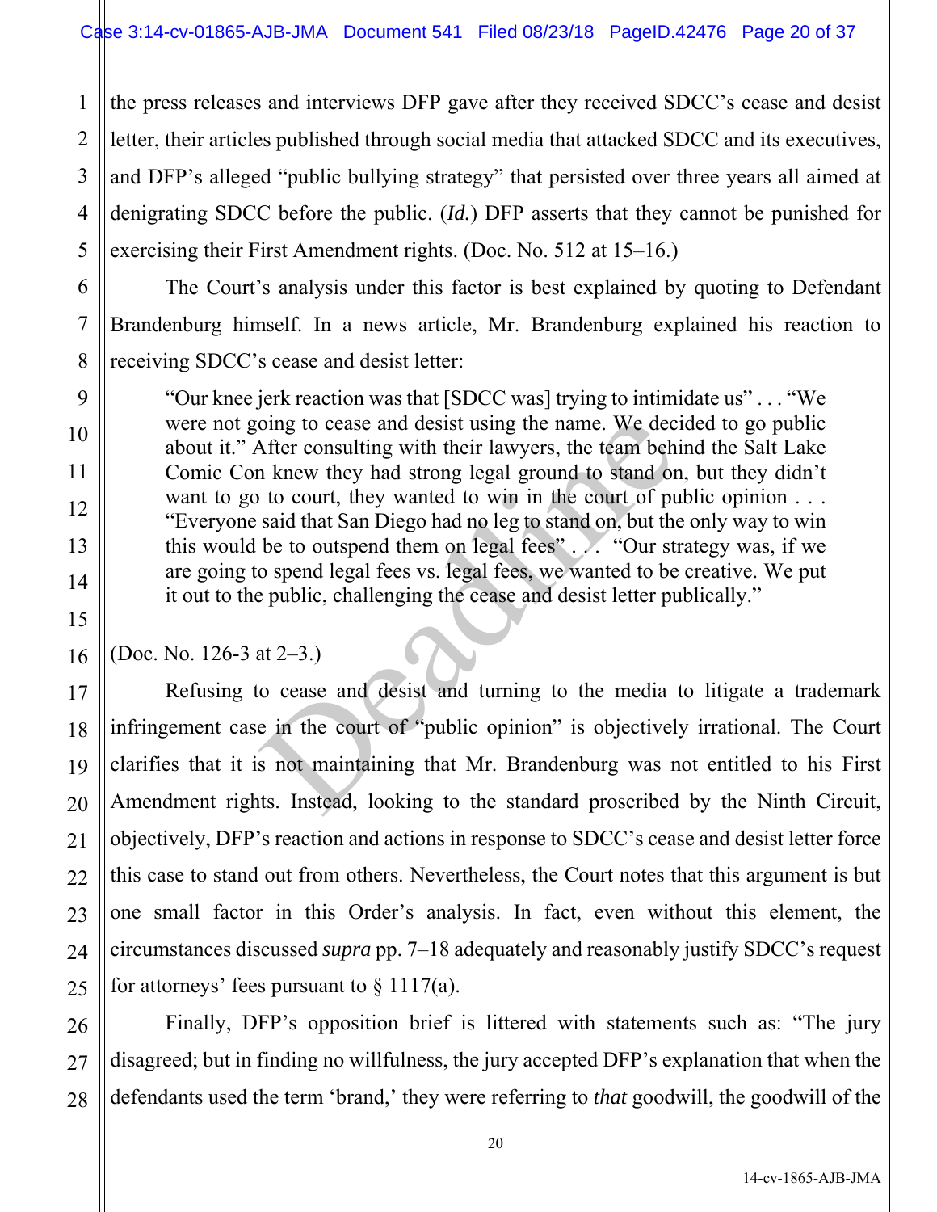the press releases and interviews DFP gave after they received SDCC's cease and desist letter, their articles published through social media that attacked SDCC and its executives, and DFP's alleged "public bullying strategy" that persisted over three years all aimed at denigrating SDCC before the public. (*Id.*) DFP asserts that they cannot be punished for exercising their First Amendment rights. (Doc. No. 512 at 15–16.)

The Court's analysis under this factor is best explained by quoting to Defendant Brandenburg himself. In a news article, Mr. Brandenburg explained his reaction to receiving SDCC's cease and desist letter:

> "Our knee jerk reaction was that [SDCC was] trying to intimidate us" . . . "We were not going to cease and desist using the name. We decided to go public about it." After consulting with their lawyers, the team behind the Salt Lake Comic Con knew they had strong legal ground to stand on, but they didn't want to go to court, they wanted to win in the court of public opinion . . . "Everyone said that San Diego had no leg to stand on, but the only way to win this would be to outspend them on legal fees" . . . "Our strategy was, if we are going to spend legal fees vs. legal fees, we wanted to be creative. We put it out to the public, challenging the cease and desist letter publically."

(Doc. No. 126-3 at 2–3.)

Refusing to cease and desist and turning to the media to litigate a trademark infringement case in the court of "public opinion" is objectively irrational. The Court clarifies that it is not maintaining that Mr. Brandenburg was not entitled to his First Amendment rights. Instead, looking to the standard proscribed by the Ninth Circuit, objectively, DFP's reaction and actions in response to SDCC's cease and desist letter force this case to stand out from others. Nevertheless, the Court notes that this argument is but one small factor in this Order's analysis. In fact, even without this element, the circumstances discussed *supra* pp. 7–18 adequately and reasonably justify SDCC's request for attorneys' fees pursuant to § 1117(a).

Finally, DFP's opposition brief is littered with statements such as: "The jury disagreed; but in finding no willfulness, the jury accepted DFP's explanation that when the defendants used the term 'brand,' they were referring to *that* goodwill, the goodwill of the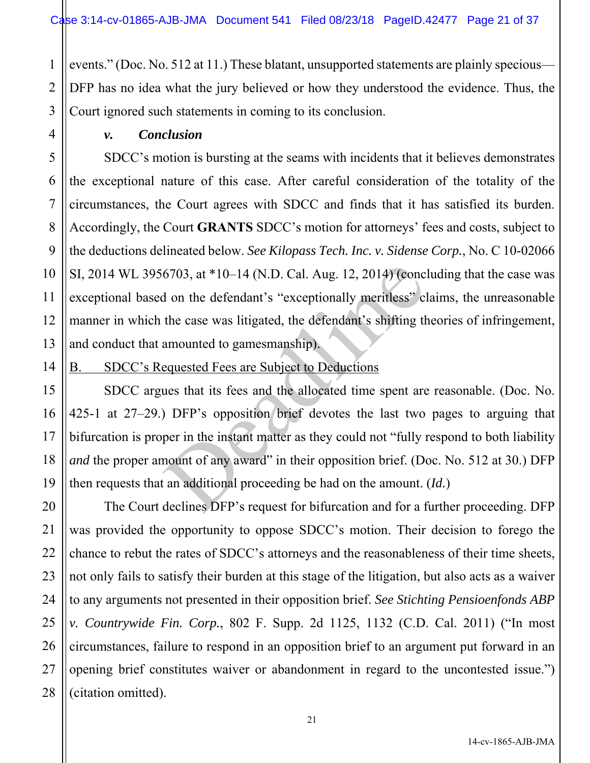events." (Doc. No. 512 at 11.) These blatant, unsupported statements are plainly specious—DFP has no idea what the jury believed or how they understood the evidence. Thus, the Court ignored such statements in coming to its conclusion.

#### *v. Conclusion*

SDCC's motion is bursting at the seams with incidents that it believes demonstrates the exceptional nature of this case. After careful consideration of the totality of the circumstances, the Court agrees with SDCC and finds that it has satisfied its burden. Accordingly, the Court **GRANTS** SDCC's motion for attorneys' fees and costs, subject to the deductions delineated below. *See Kilopass Tech. Inc. v. Sidense Corp.*, No. C 10-02066 SI, 2014 WL 3956703, at *10–14 (N.D. Cal. Aug. 12, 2014) (concluding that the case was exceptional based on the defendant's "exceptionally meritless" claims, the unreasonable manner in which the case was litigated, the defendant's shifting theories of infringement, and conduct that amounted to gamesmanship).

### B. SDCC's Requested Fees are Subject to Deductions

SDCC argues that its fees and the allocated time spent are reasonable. (Doc. No. 425-1 at 27–29.) DFP's opposition brief devotes the last two pages to arguing that bifurcation is proper in the instant matter as they could not "fully respond to both liability *and* the proper amount of any award" in their opposition brief. (Doc. No. 512 at 30.) DFP then requests that an additional proceeding be had on the amount. (*Id.*)

The Court declines DFP's request for bifurcation and for a further proceeding. DFP was provided the opportunity to oppose SDCC's motion. Their decision to forego the chance to rebut the rates of SDCC's attorneys and the reasonableness of their time sheets, not only fails to satisfy their burden at this stage of the litigation, but also acts as a waiver to any arguments not presented in their opposition brief. *See Stichting Pensioenfonds ABP v. Countrywide Fin. Corp.*, 802 F. Supp. 2d 1125, 1132 (C.D. Cal. 2011) ("In most circumstances, failure to respond in an opposition brief to an argument put forward in an opening brief constitutes waiver or abandonment in regard to the uncontested issue.") (citation omitted).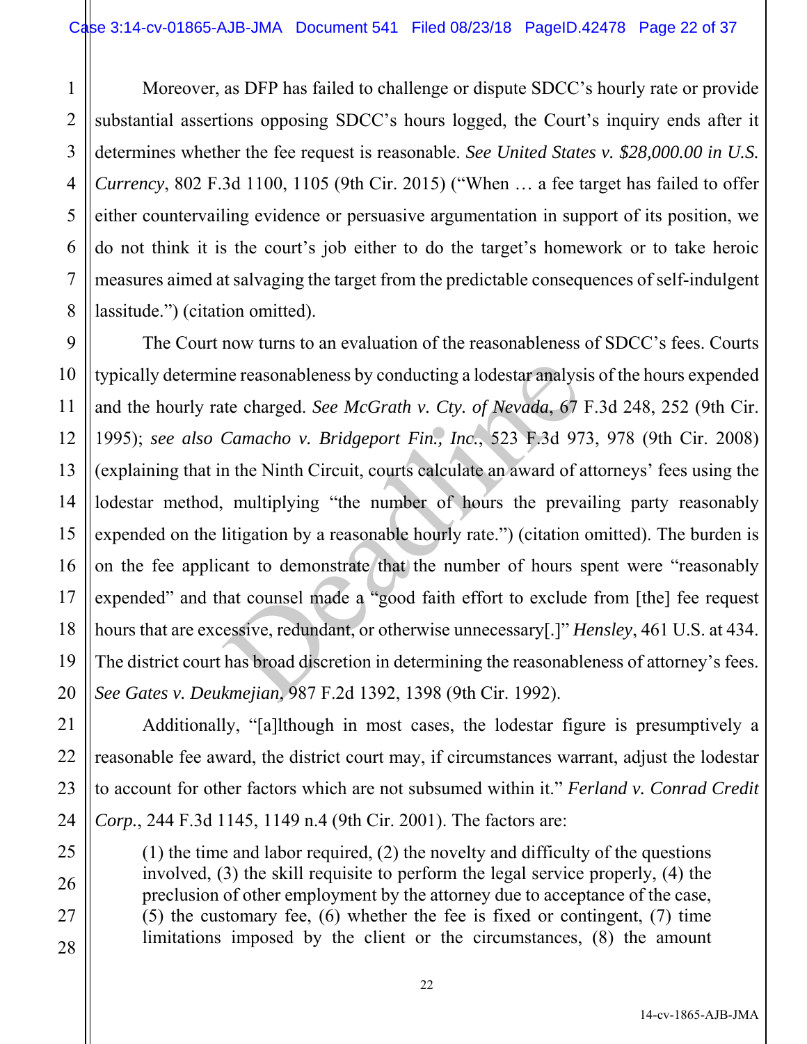Moreover, as DFP has failed to challenge or dispute SDCC's hourly rate or provide substantial assertions opposing SDCC's hours logged, the Court's inquiry ends after it determines whether the fee request is reasonable. *See United States v. $28,000.00 in U.S. Currency*, 802 F.3d 1100, 1105 (9th Cir. 2015) ("When … a fee target has failed to offer either countervailing evidence or persuasive argumentation in support of its position, we do not think it is the court's job either to do the target's homework or to take heroic measures aimed at salvaging the target from the predictable consequences of self-indulgent lassitude.") (citation omitted).

The Court now turns to an evaluation of the reasonableness of SDCC's fees. Courts typically determine reasonableness by conducting a lodestar analysis of the hours expended and the hourly rate charged. *See McGrath v. Cty. of Nevada*, 67 F.3d 248, 252 (9th Cir. 1995); *see also Camacho v. Bridgeport Fin., Inc.*, 523 F.3d 973, 978 (9th Cir. 2008) (explaining that in the Ninth Circuit, courts calculate an award of attorneys' fees using the lodestar method, multiplying "the number of hours the prevailing party reasonably expended on the litigation by a reasonable hourly rate.") (citation omitted). The burden is on the fee applicant to demonstrate that the number of hours spent were "reasonably expended" and that counsel made a "good faith effort to exclude from [the] fee request hours that are excessive, redundant, or otherwise unnecessary[.]" *Hensley*, 461 U.S. at 434. The district court has broad discretion in determining the reasonableness of attorney's fees. *See Gates v. Deukmejian*, 987 F.2d 1392, 1398 (9th Cir. 1992).

Additionally, "[a]lthough in most cases, the lodestar figure is presumptively a reasonable fee award, the district court may, if circumstances warrant, adjust the lodestar to account for other factors which are not subsumed within it." *Ferland v. Conrad Credit Corp.*, 244 F.3d 1145, 1149 n.4 (9th Cir. 2001). The factors are:

> (1) the time and labor required, (2) the novelty and difficulty of the questions involved, (3) the skill requisite to perform the legal service properly, (4) the preclusion of other employment by the attorney due to acceptance of the case, (5) the customary fee, (6) whether the fee is fixed or contingent, (7) time limitations imposed by the client or the circumstances, (8) the amount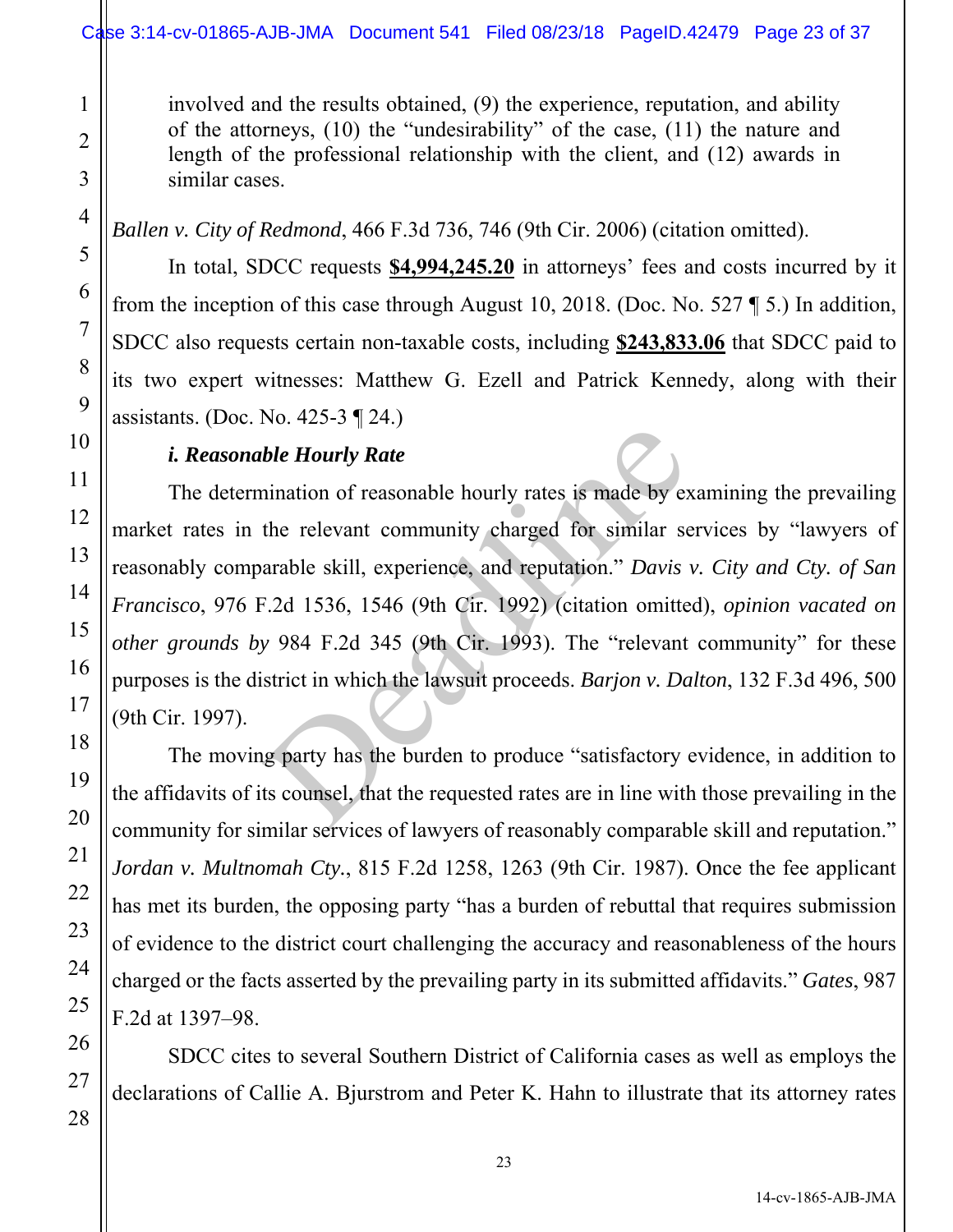> involved and the results obtained, (9) the experience, reputation, and ability of the attorneys, (10) the "undesirability" of the case, (11) the nature and length of the professional relationship with the client, and (12) awards in similar cases.

*Ballen v. City of Redmond*, 466 F.3d 736, 746 (9th Cir. 2006) (citation omitted).

In total, SDCC requests **$4,994,245.20** in attorneys' fees and costs incurred by it from the inception of this case through August 10, 2018. (Doc. No. 527 ¶ 5.) In addition, SDCC also requests certain non-taxable costs, including **$243,833.06** that SDCC paid to its two expert witnesses: Matthew G. Ezell and Patrick Kennedy, along with their assistants. (Doc. No. 425-3 ¶ 24.)

***i. Reasonable Hourly Rate***

The determination of reasonable hourly rates is made by examining the prevailing market rates in the relevant community charged for similar services by "lawyers of reasonably comparable skill, experience, and reputation." *Davis v. City and Cty. of San Francisco*, 976 F.2d 1536, 1546 (9th Cir. 1992) (citation omitted), *opinion vacated on other grounds by* 984 F.2d 345 (9th Cir. 1993). The "relevant community" for these purposes is the district in which the lawsuit proceeds. *Barjon v. Dalton*, 132 F.3d 496, 500 (9th Cir. 1997).

The moving party has the burden to produce "satisfactory evidence, in addition to the affidavits of its counsel, that the requested rates are in line with those prevailing in the community for similar services of lawyers of reasonably comparable skill and reputation." *Jordan v. Multnomah Cty*., 815 F.2d 1258, 1263 (9th Cir. 1987). Once the fee applicant has met its burden, the opposing party "has a burden of rebuttal that requires submission of evidence to the district court challenging the accuracy and reasonableness of the hours charged or the facts asserted by the prevailing party in its submitted affidavits." *Gates*, 987 F.2d at 1397–98.

SDCC cites to several Southern District of California cases as well as employs the declarations of Callie A. Bjurstrom and Peter K. Hahn to illustrate that its attorney rates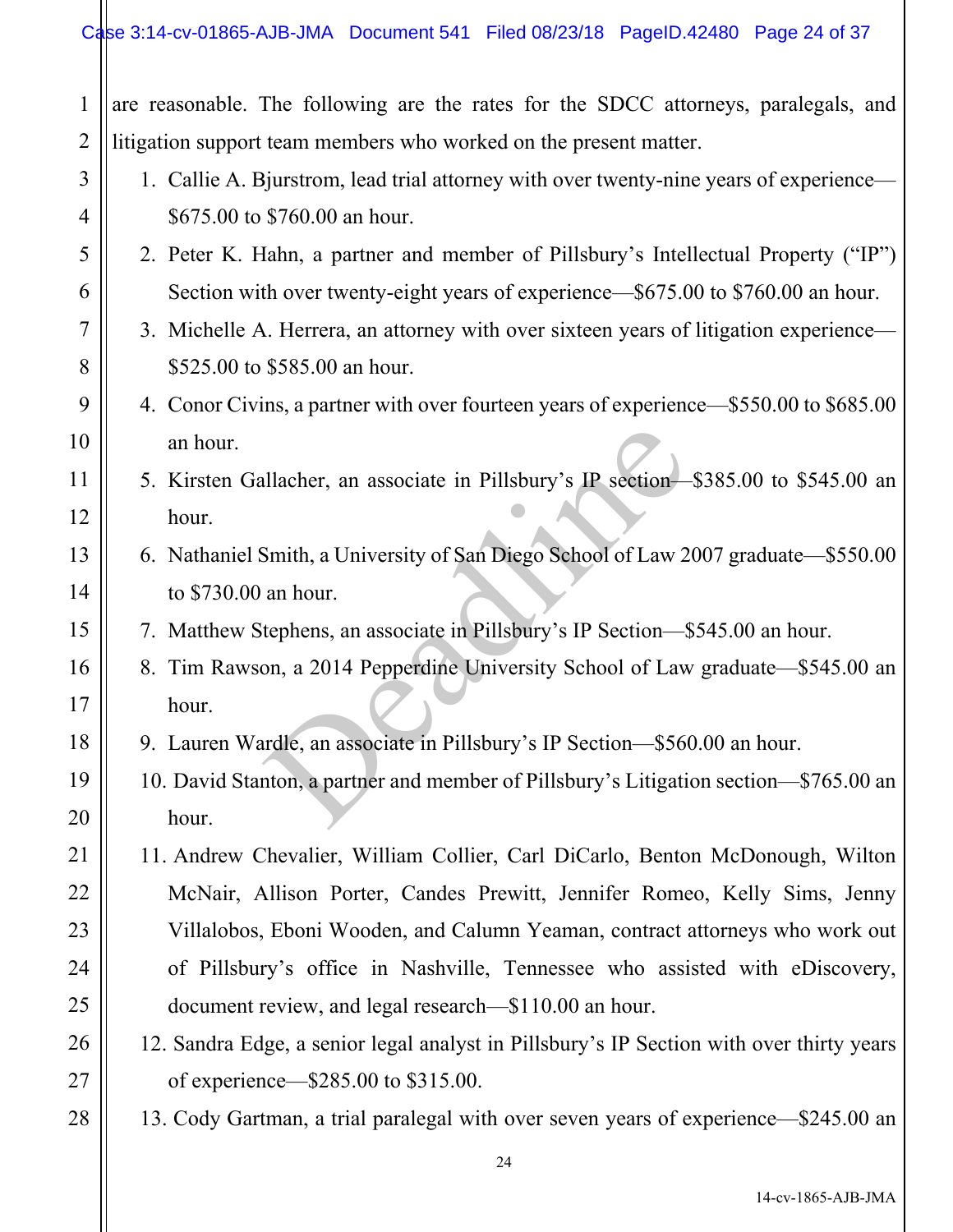are reasonable. The following are the rates for the SDCC attorneys, paralegals, and litigation support team members who worked on the present matter.

1. Callie A. Bjurstrom, lead trial attorney with over twenty-nine years of experience—$675.00 to $760.00 an hour.
2. Peter K. Hahn, a partner and member of Pillsbury's Intellectual Property ("IP") Section with over twenty-eight years of experience—$675.00 to $760.00 an hour.
3. Michelle A. Herrera, an attorney with over sixteen years of litigation experience—$525.00 to $585.00 an hour.
4. Conor Civins, a partner with over fourteen years of experience—$550.00 to $685.00 an hour.
5. Kirsten Gallacher, an associate in Pillsbury's IP section—$385.00 to $545.00 an hour.
6. Nathaniel Smith, a University of San Diego School of Law 2007 graduate—$550.00 to $730.00 an hour.
7. Matthew Stephens, an associate in Pillsbury's IP Section—$545.00 an hour.
8. Tim Rawson, a 2014 Pepperdine University School of Law graduate—$545.00 an hour.
9. Lauren Wardle, an associate in Pillsbury's IP Section—$560.00 an hour.
10. David Stanton, a partner and member of Pillsbury's Litigation section—$765.00 an hour.
11. Andrew Chevalier, William Collier, Carl DiCarlo, Benton McDonough, Wilton McNair, Allison Porter, Candes Prewitt, Jennifer Romeo, Kelly Sims, Jenny Villalobos, Eboni Wooden, and Calumn Yeaman, contract attorneys who work out of Pillsbury's office in Nashville, Tennessee who assisted with eDiscovery, document review, and legal research—$110.00 an hour.
12. Sandra Edge, a senior legal analyst in Pillsbury's IP Section with over thirty years of experience—$285.00 to $315.00.
13. Cody Gartman, a trial paralegal with over seven years of experience—$245.00 an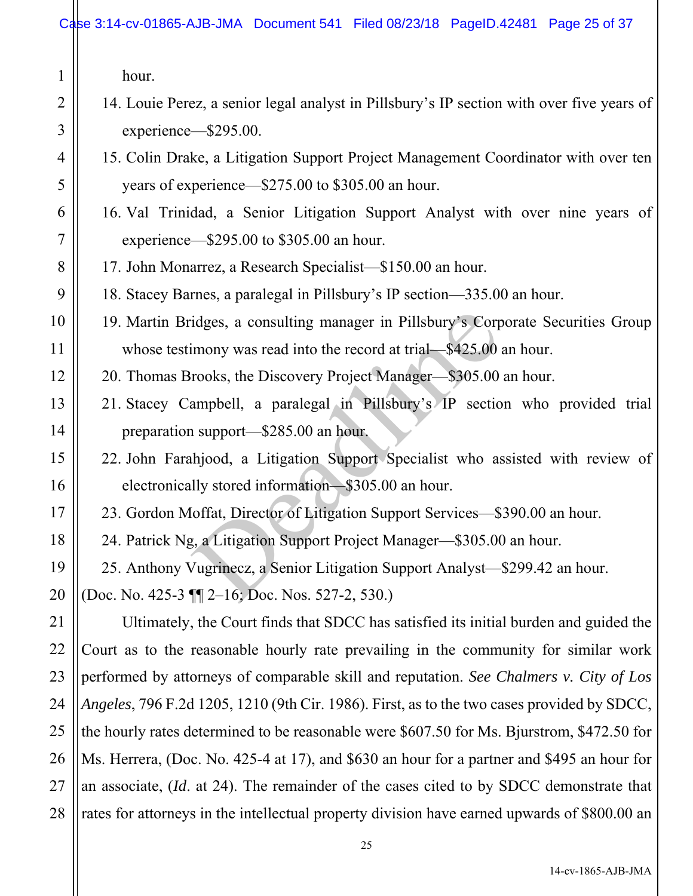hour.

14. Louie Perez, a senior legal analyst in Pillsbury's IP section with over five years of experience—$295.00.
15. Colin Drake, a Litigation Support Project Management Coordinator with over ten years of experience—$275.00 to $305.00 an hour.
16. Val Trinidad, a Senior Litigation Support Analyst with over nine years of experience—$295.00 to $305.00 an hour.
17. John Monarrez, a Research Specialist—$150.00 an hour.
18. Stacey Barnes, a paralegal in Pillsbury's IP section—335.00 an hour.
19. Martin Bridges, a consulting manager in Pillsbury's Corporate Securities Group whose testimony was read into the record at trial—$425.00 an hour.
20. Thomas Brooks, the Discovery Project Manager—$305.00 an hour.
21. Stacey Campbell, a paralegal in Pillsbury's IP section who provided trial preparation support—$285.00 an hour.
22. John Farahjood, a Litigation Support Specialist who assisted with review of electronically stored information—$305.00 an hour.
23. Gordon Moffat, Director of Litigation Support Services—$390.00 an hour.
24. Patrick Ng, a Litigation Support Project Manager—$305.00 an hour.
25. Anthony Vugrinecz, a Senior Litigation Support Analyst—$299.42 an hour.

(Doc. No. 425-3 ¶¶ 2–16; Doc. Nos. 527-2, 530.)

Ultimately, the Court finds that SDCC has satisfied its initial burden and guided the Court as to the reasonable hourly rate prevailing in the community for similar work performed by attorneys of comparable skill and reputation. *See Chalmers v. City of Los Angeles*, 796 F.2d 1205, 1210 (9th Cir. 1986). First, as to the two cases provided by SDCC, the hourly rates determined to be reasonable were $607.50 for Ms. Bjurstrom, $472.50 for Ms. Herrera, (Doc. No. 425-4 at 17), and $630 an hour for a partner and $495 an hour for an associate, (*Id*. at 24). The remainder of the cases cited to by SDCC demonstrate that rates for attorneys in the intellectual property division have earned upwards of $800.00 an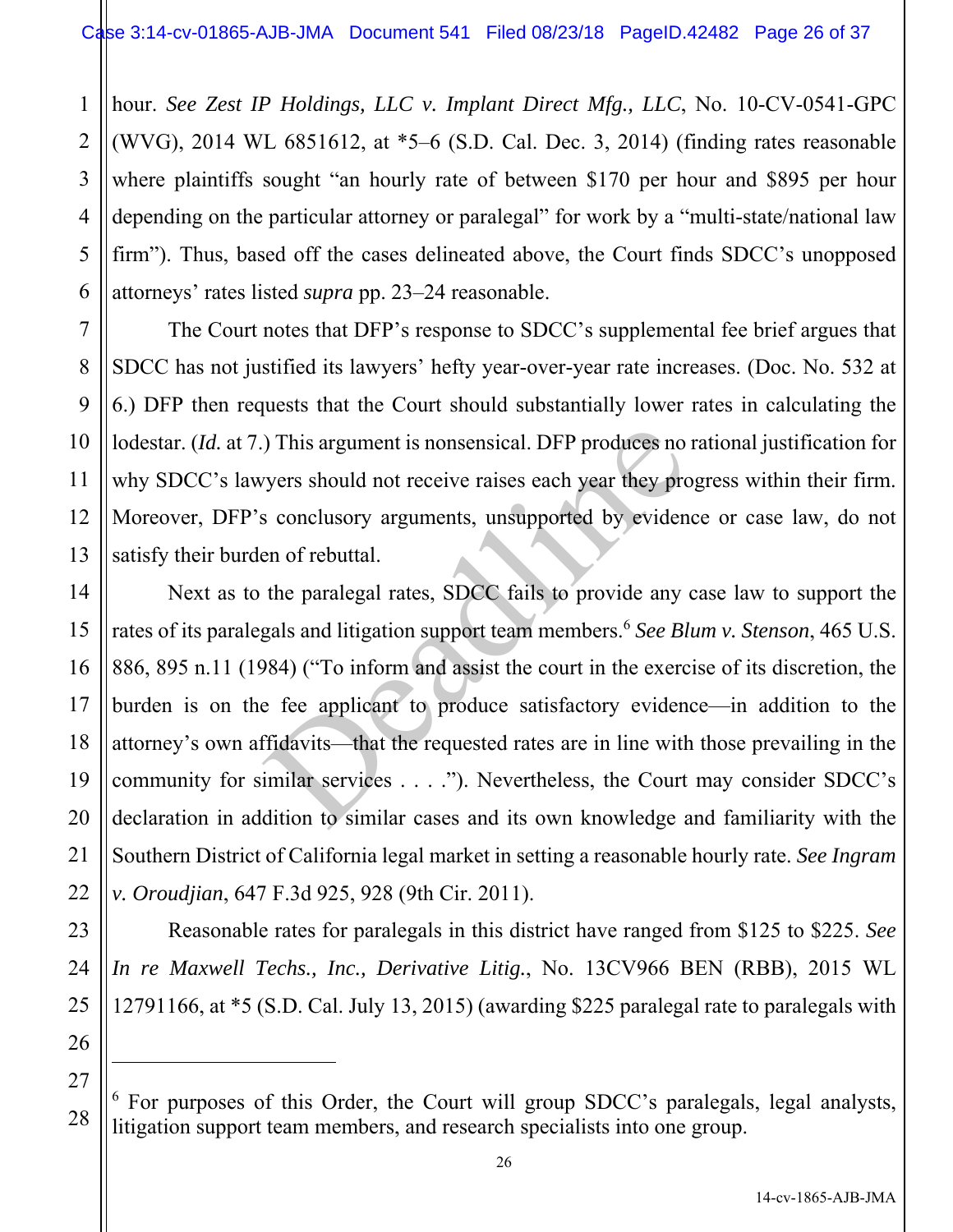hour. *See Zest IP Holdings, LLC v. Implant Direct Mfg., LLC*, No. 10-CV-0541-GPC (WVG), 2014 WL 6851612, at *5–6 (S.D. Cal. Dec. 3, 2014) (finding rates reasonable where plaintiffs sought "an hourly rate of between $170 per hour and $895 per hour depending on the particular attorney or paralegal" for work by a "multi-state/national law firm"). Thus, based off the cases delineated above, the Court finds SDCC's unopposed attorneys' rates listed *supra* pp. 23–24 reasonable.

The Court notes that DFP's response to SDCC's supplemental fee brief argues that SDCC has not justified its lawyers' hefty year-over-year rate increases. (Doc. No. 532 at 6.) DFP then requests that the Court should substantially lower rates in calculating the lodestar. (*Id.* at 7.) This argument is nonsensical. DFP produces no rational justification for why SDCC's lawyers should not receive raises each year they progress within their firm. Moreover, DFP's conclusory arguments, unsupported by evidence or case law, do not satisfy their burden of rebuttal.

Next as to the paralegal rates, SDCC fails to provide any case law to support the rates of its paralegals and litigation support team members.[6] *See Blum v. Stenson*, 465 U.S. 886, 895 n.11 (1984) ("To inform and assist the court in the exercise of its discretion, the burden is on the fee applicant to produce satisfactory evidence—in addition to the attorney's own affidavits—that the requested rates are in line with those prevailing in the community for similar services . . . ."). Nevertheless, the Court may consider SDCC's declaration in addition to similar cases and its own knowledge and familiarity with the Southern District of California legal market in setting a reasonable hourly rate. *See Ingram v. Oroudjian*, 647 F.3d 925, 928 (9th Cir. 2011).

Reasonable rates for paralegals in this district have ranged from $125 to $225. *See In re Maxwell Techs., Inc., Derivative Litig.*, No. 13CV966 BEN (RBB), 2015 WL 12791166, at *5 (S.D. Cal. July 13, 2015) (awarding $225 paralegal rate to paralegals with

---

[6] For purposes of this Order, the Court will group SDCC's paralegals, legal analysts, litigation support team members, and research specialists into one group.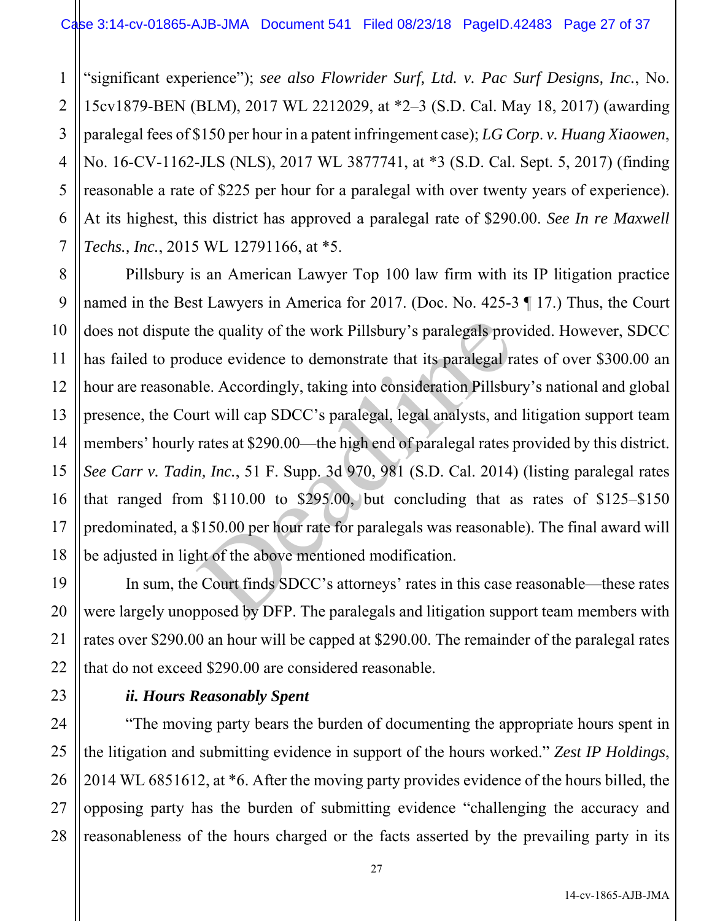"significant experience"); *see also Flowrider Surf, Ltd. v. Pac Surf Designs, Inc.*, No. 15cv1879-BEN (BLM), 2017 WL 2212029, at *2–3 (S.D. Cal. May 18, 2017) (awarding paralegal fees of $150 per hour in a patent infringement case); *LG Corp. v. Huang Xiaowen*, No. 16-CV-1162-JLS (NLS), 2017 WL 3877741, at *3 (S.D. Cal. Sept. 5, 2017) (finding reasonable a rate of $225 per hour for a paralegal with over twenty years of experience). At its highest, this district has approved a paralegal rate of $290.00. *See In re Maxwell Techs., Inc.*, 2015 WL 12791166, at *5.

Pillsbury is an American Lawyer Top 100 law firm with its IP litigation practice named in the Best Lawyers in America for 2017. (Doc. No. 425-3 ¶ 17.) Thus, the Court does not dispute the quality of the work Pillsbury's paralegals provided. However, SDCC has failed to produce evidence to demonstrate that its paralegal rates of over $300.00 an hour are reasonable. Accordingly, taking into consideration Pillsbury's national and global presence, the Court will cap SDCC's paralegal, legal analysts, and litigation support team members' hourly rates at $290.00—the high end of paralegal rates provided by this district. *See Carr v. Tadin, Inc.*, 51 F. Supp. 3d 970, 981 (S.D. Cal. 2014) (listing paralegal rates that ranged from $110.00 to $295.00, but concluding that as rates of $125–$150 predominated, a $150.00 per hour rate for paralegals was reasonable). The final award will be adjusted in light of the above mentioned modification.

In sum, the Court finds SDCC's attorneys' rates in this case reasonable—these rates were largely unopposed by DFP. The paralegals and litigation support team members with rates over $290.00 an hour will be capped at $290.00. The remainder of the paralegal rates that do not exceed $290.00 are considered reasonable.

***ii. Hours Reasonably Spent***

"The moving party bears the burden of documenting the appropriate hours spent in the litigation and submitting evidence in support of the hours worked." *Zest IP Holdings*, 2014 WL 6851612, at *6. After the moving party provides evidence of the hours billed, the opposing party has the burden of submitting evidence "challenging the accuracy and reasonableness of the hours charged or the facts asserted by the prevailing party in its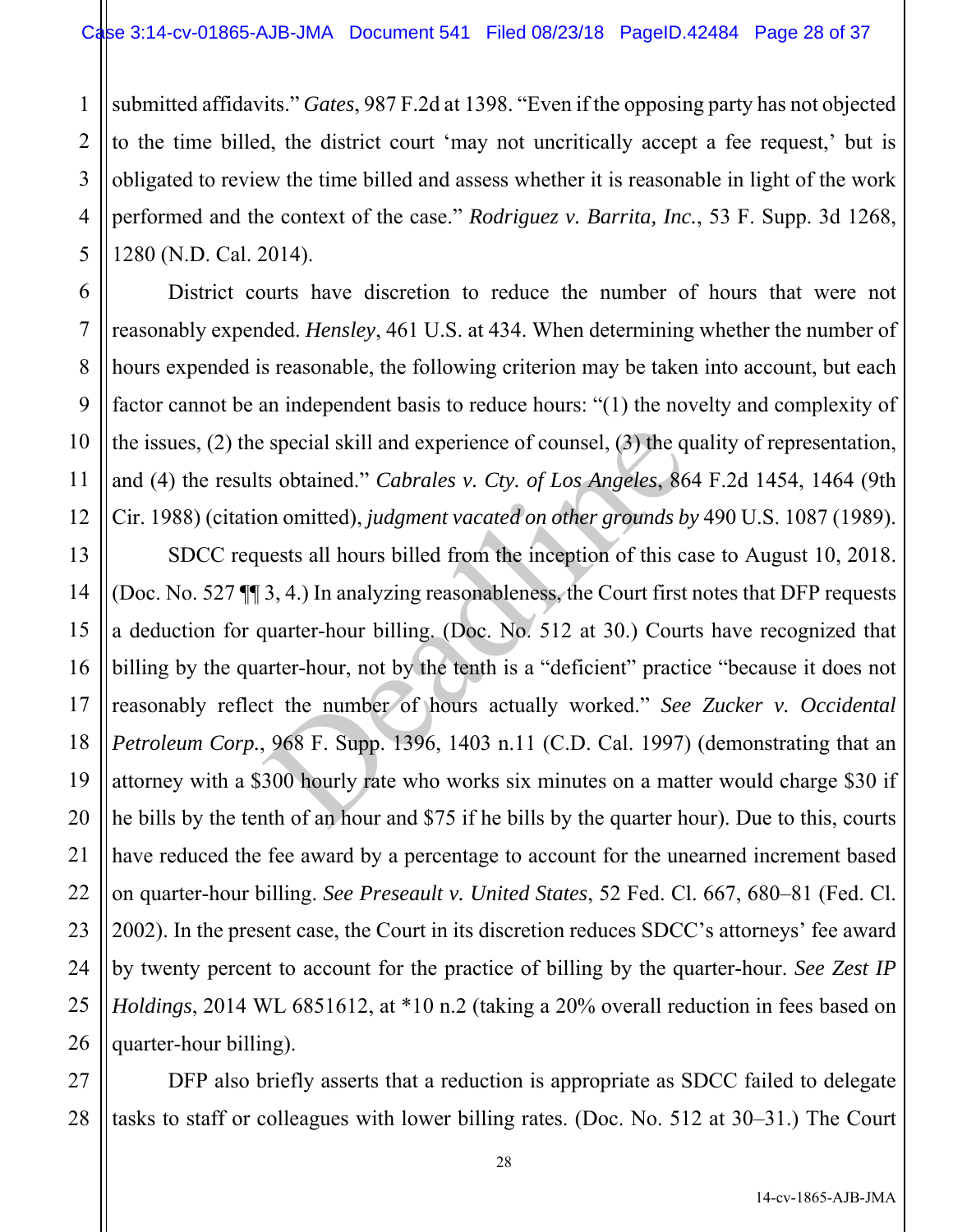submitted affidavits." *Gates*, 987 F.2d at 1398. "Even if the opposing party has not objected to the time billed, the district court 'may not uncritically accept a fee request,' but is obligated to review the time billed and assess whether it is reasonable in light of the work performed and the context of the case." *Rodriguez v. Barrita, Inc.*, 53 F. Supp. 3d 1268, 1280 (N.D. Cal. 2014).

District courts have discretion to reduce the number of hours that were not reasonably expended. *Hensley*, 461 U.S. at 434. When determining whether the number of hours expended is reasonable, the following criterion may be taken into account, but each factor cannot be an independent basis to reduce hours: "(1) the novelty and complexity of the issues, (2) the special skill and experience of counsel, (3) the quality of representation, and (4) the results obtained." *Cabrales v. Cty. of Los Angeles*, 864 F.2d 1454, 1464 (9th Cir. 1988) (citation omitted), *judgment vacated on other grounds by* 490 U.S. 1087 (1989).

SDCC requests all hours billed from the inception of this case to August 10, 2018. (Doc. No. 527 ¶¶ 3, 4.) In analyzing reasonableness, the Court first notes that DFP requests a deduction for quarter-hour billing. (Doc. No. 512 at 30.) Courts have recognized that billing by the quarter-hour, not by the tenth is a "deficient" practice "because it does not reasonably reflect the number of hours actually worked." *See Zucker v. Occidental Petroleum Corp.*, 968 F. Supp. 1396, 1403 n.11 (C.D. Cal. 1997) (demonstrating that an attorney with a $300 hourly rate who works six minutes on a matter would charge $30 if he bills by the tenth of an hour and $75 if he bills by the quarter hour). Due to this, courts have reduced the fee award by a percentage to account for the unearned increment based on quarter-hour billing. *See Preseault v. United States*, 52 Fed. Cl. 667, 680–81 (Fed. Cl. 2002). In the present case, the Court in its discretion reduces SDCC's attorneys' fee award by twenty percent to account for the practice of billing by the quarter-hour. *See Zest IP Holdings*, 2014 WL 6851612, at *10 n.2 (taking a 20% overall reduction in fees based on quarter-hour billing).

DFP also briefly asserts that a reduction is appropriate as SDCC failed to delegate tasks to staff or colleagues with lower billing rates. (Doc. No. 512 at 30–31.) The Court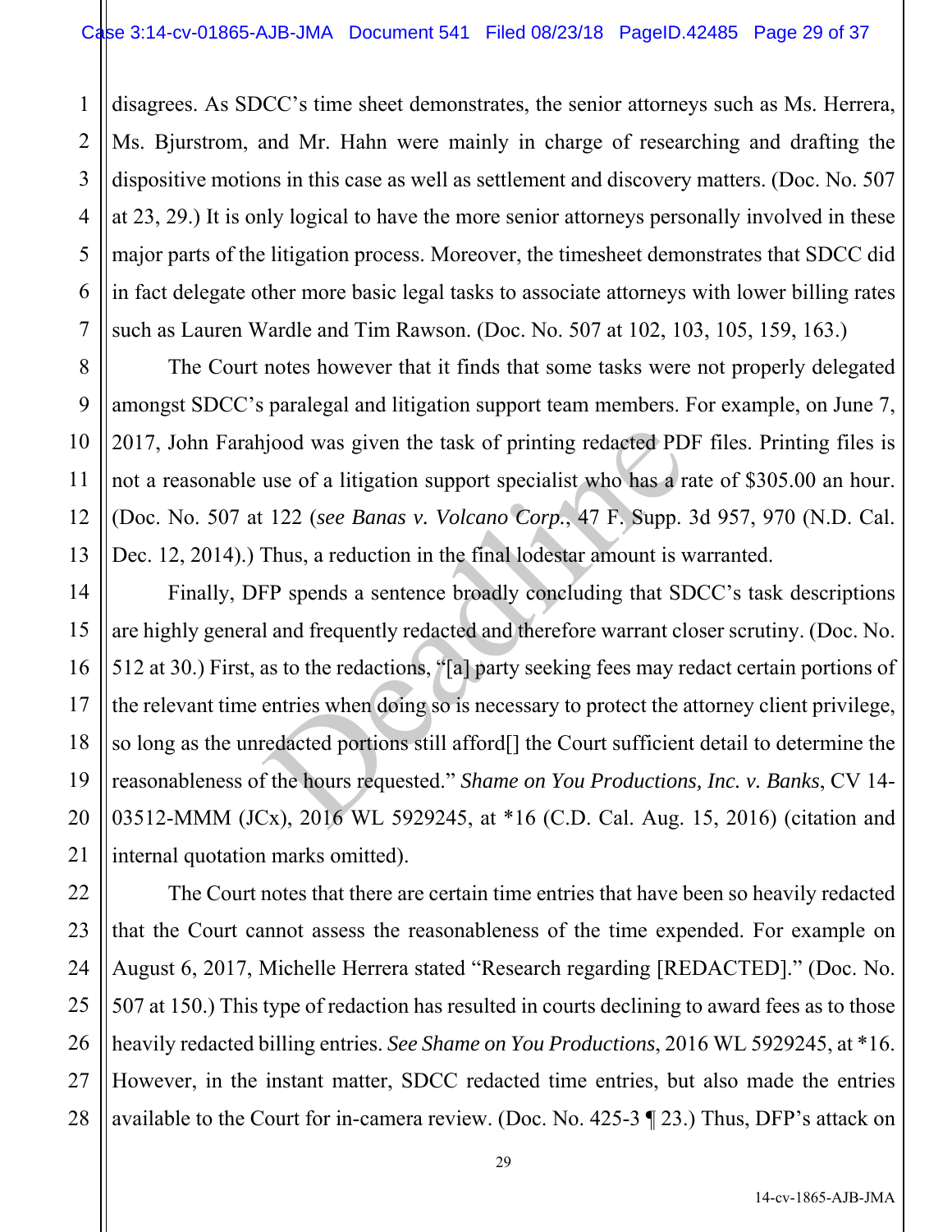disagrees. As SDCC's time sheet demonstrates, the senior attorneys such as Ms. Herrera, Ms. Bjurstrom, and Mr. Hahn were mainly in charge of researching and drafting the dispositive motions in this case as well as settlement and discovery matters. (Doc. No. 507 at 23, 29.) It is only logical to have the more senior attorneys personally involved in these major parts of the litigation process. Moreover, the timesheet demonstrates that SDCC did in fact delegate other more basic legal tasks to associate attorneys with lower billing rates such as Lauren Wardle and Tim Rawson. (Doc. No. 507 at 102, 103, 105, 159, 163.)

The Court notes however that it finds that some tasks were not properly delegated amongst SDCC's paralegal and litigation support team members. For example, on June 7, 2017, John Farahjood was given the task of printing redacted PDF files. Printing files is not a reasonable use of a litigation support specialist who has a rate of $305.00 an hour. (Doc. No. 507 at 122 (*see Banas v. Volcano Corp.*, 47 F. Supp. 3d 957, 970 (N.D. Cal. Dec. 12, 2014).) Thus, a reduction in the final lodestar amount is warranted.

Finally, DFP spends a sentence broadly concluding that SDCC's task descriptions are highly general and frequently redacted and therefore warrant closer scrutiny. (Doc. No. 512 at 30.) First, as to the redactions, "[a] party seeking fees may redact certain portions of the relevant time entries when doing so is necessary to protect the attorney client privilege, so long as the unredacted portions still afford[] the Court sufficient detail to determine the reasonableness of the hours requested." *Shame on You Productions, Inc. v. Banks*, CV 14-03512-MMM (JCx), 2016 WL 5929245, at *16 (C.D. Cal. Aug. 15, 2016) (citation and internal quotation marks omitted).

The Court notes that there are certain time entries that have been so heavily redacted that the Court cannot assess the reasonableness of the time expended. For example on August 6, 2017, Michelle Herrera stated "Research regarding [REDACTED]." (Doc. No. 507 at 150.) This type of redaction has resulted in courts declining to award fees as to those heavily redacted billing entries. *See Shame on You Productions*, 2016 WL 5929245, at *16. However, in the instant matter, SDCC redacted time entries, but also made the entries available to the Court for in-camera review. (Doc. No. 425-3 ¶ 23.) Thus, DFP's attack on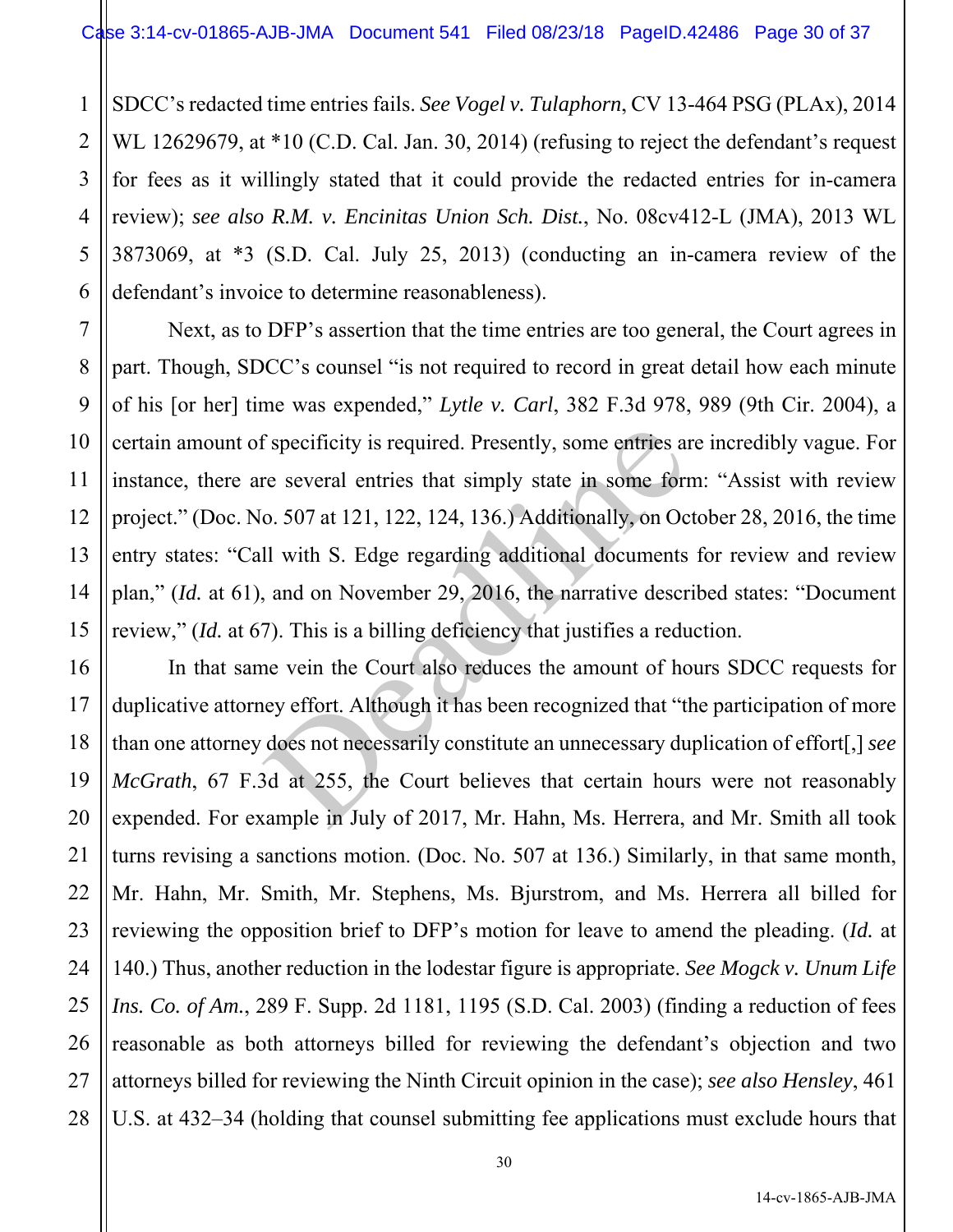SDCC's redacted time entries fails. *See Vogel v. Tulaphorn*, CV 13-464 PSG (PLAx), 2014 WL 12629679, at *10 (C.D. Cal. Jan. 30, 2014) (refusing to reject the defendant's request for fees as it willingly stated that it could provide the redacted entries for in-camera review); *see also R.M. v. Encinitas Union Sch. Dist.*, No. 08cv412-L (JMA), 2013 WL 3873069, at *3 (S.D. Cal. July 25, 2013) (conducting an in-camera review of the defendant's invoice to determine reasonableness).

Next, as to DFP's assertion that the time entries are too general, the Court agrees in part. Though, SDCC's counsel "is not required to record in great detail how each minute of his [or her] time was expended," *Lytle v. Carl*, 382 F.3d 978, 989 (9th Cir. 2004), a certain amount of specificity is required. Presently, some entries are incredibly vague. For instance, there are several entries that simply state in some form: "Assist with review project." (Doc. No. 507 at 121, 122, 124, 136.) Additionally, on October 28, 2016, the time entry states: "Call with S. Edge regarding additional documents for review and review plan," (*Id.* at 61), and on November 29, 2016, the narrative described states: "Document review," (*Id.* at 67). This is a billing deficiency that justifies a reduction.

In that same vein the Court also reduces the amount of hours SDCC requests for duplicative attorney effort. Although it has been recognized that "the participation of more than one attorney does not necessarily constitute an unnecessary duplication of effort[,] *see McGrath*, 67 F.3d at 255, the Court believes that certain hours were not reasonably expended. For example in July of 2017, Mr. Hahn, Ms. Herrera, and Mr. Smith all took turns revising a sanctions motion. (Doc. No. 507 at 136.) Similarly, in that same month, Mr. Hahn, Mr. Smith, Mr. Stephens, Ms. Bjurstrom, and Ms. Herrera all billed for reviewing the opposition brief to DFP's motion for leave to amend the pleading. (*Id.* at 140.) Thus, another reduction in the lodestar figure is appropriate. *See Mogck v. Unum Life Ins. Co. of Am.*, 289 F. Supp. 2d 1181, 1195 (S.D. Cal. 2003) (finding a reduction of fees reasonable as both attorneys billed for reviewing the defendant's objection and two attorneys billed for reviewing the Ninth Circuit opinion in the case); *see also Hensley*, 461 U.S. at 432–34 (holding that counsel submitting fee applications must exclude hours that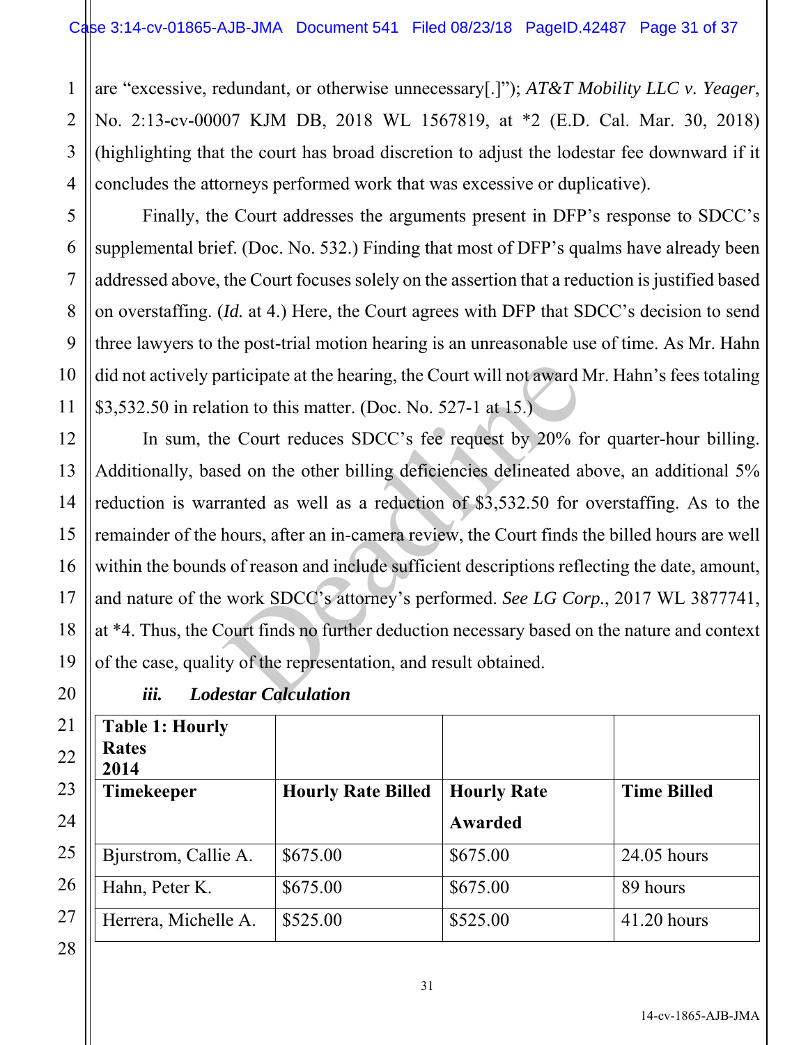are "excessive, redundant, or otherwise unnecessary[.]"); *AT&T Mobility LLC v. Yeager*, No. 2:13-cv-00007 KJM DB, 2018 WL 1567819, at *2 (E.D. Cal. Mar. 30, 2018) (highlighting that the court has broad discretion to adjust the lodestar fee downward if it concludes the attorneys performed work that was excessive or duplicative).

Finally, the Court addresses the arguments present in DFP's response to SDCC's supplemental brief. (Doc. No. 532.) Finding that most of DFP's qualms have already been addressed above, the Court focuses solely on the assertion that a reduction is justified based on overstaffing. (*Id.* at 4.) Here, the Court agrees with DFP that SDCC's decision to send three lawyers to the post-trial motion hearing is an unreasonable use of time. As Mr. Hahn did not actively participate at the hearing, the Court will not award Mr. Hahn's fees totaling $3,532.50 in relation to this matter. (Doc. No. 527-1 at 15.)

In sum, the Court reduces SDCC's fee request by 20% for quarter-hour billing. Additionally, based on the other billing deficiencies delineated above, an additional 5% reduction is warranted as well as a reduction of $3,532.50 for overstaffing. As to the remainder of the hours, after an in-camera review, the Court finds the billed hours are well within the bounds of reason and include sufficient descriptions reflecting the date, amount, and nature of the work SDCC's attorney's performed. *See LG Corp.*, 2017 WL 3877741, at *4. Thus, the Court finds no further deduction necessary based on the nature and context of the case, quality of the representation, and result obtained.

***iii. Lodestar Calculation***

| **Table 1: Hourly Rates 2014** | | | |
|---|---|---|---|
| **Timekeeper** | **Hourly Rate Billed** | **Hourly Rate Awarded** | **Time Billed** |
| Bjurstrom, Callie A. | $675.00 | $675.00 | 24.05 hours |
| Hahn, Peter K. | $675.00 | $675.00 | 89 hours |
| Herrera, Michelle A. | $525.00 | $525.00 | 41.20 hours |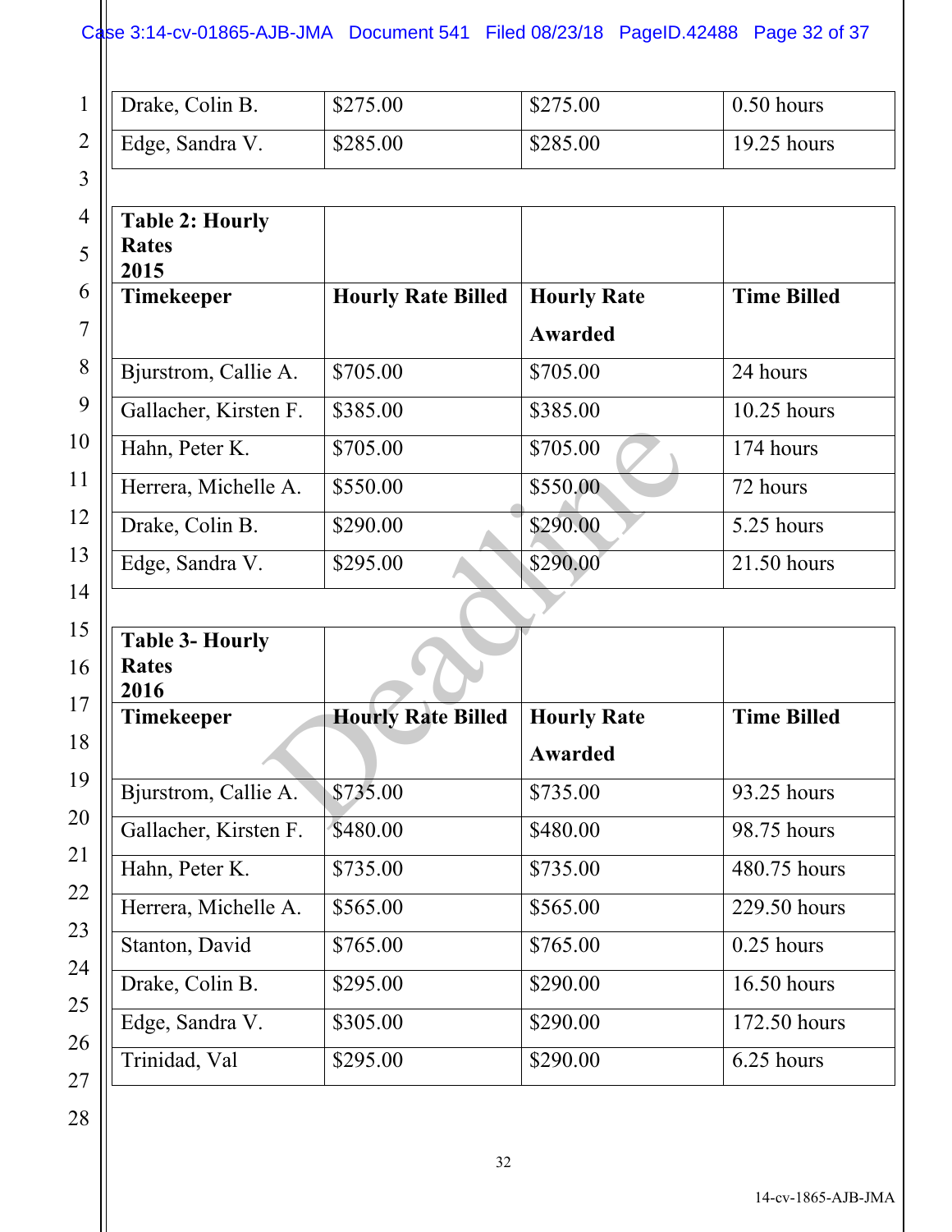| Drake, Colin B. | $275.00 | $275.00 | 0.50 hours |
|---|---|---|---|
| Edge, Sandra V. | $285.00 | $285.00 | 19.25 hours |

| **Table 2: Hourly Rates 2015** | | | |
|---|---|---|---|
| **Timekeeper** | **Hourly Rate Billed** | **Hourly Rate Awarded** | **Time Billed** |
| Bjurstrom, Callie A. | $705.00 | $705.00 | 24 hours |
| Gallacher, Kirsten F. | $385.00 | $385.00 | 10.25 hours |
| Hahn, Peter K. | $705.00 | $705.00 | 174 hours |
| Herrera, Michelle A. | $550.00 | $550.00 | 72 hours |
| Drake, Colin B. | $290.00 | $290.00 | 5.25 hours |
| Edge, Sandra V. | $295.00 | $290.00 | 21.50 hours |

| **Table 3- Hourly Rates 2016** | | | |
|---|---|---|---|
| **Timekeeper** | **Hourly Rate Billed** | **Hourly Rate Awarded** | **Time Billed** |
| Bjurstrom, Callie A. | $735.00 | $735.00 | 93.25 hours |
| Gallacher, Kirsten F. | $480.00 | $480.00 | 98.75 hours |
| Hahn, Peter K. | $735.00 | $735.00 | 480.75 hours |
| Herrera, Michelle A. | $565.00 | $565.00 | 229.50 hours |
| Stanton, David | $765.00 | $765.00 | 0.25 hours |
| Drake, Colin B. | $295.00 | $290.00 | 16.50 hours |
| Edge, Sandra V. | $305.00 | $290.00 | 172.50 hours |
| Trinidad, Val | $295.00 | $290.00 | 6.25 hours |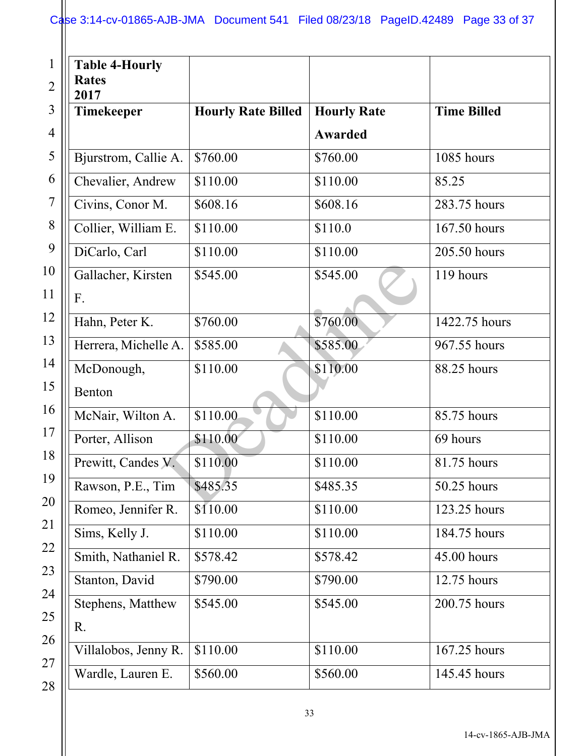| Table 4-Hourly Rates 2017 | | | |
|---|---|---|---|
| **Timekeeper** | **Hourly Rate Billed** | **Hourly Rate Awarded** | **Time Billed** |
| Bjurstrom, Callie A. | $760.00 | $760.00 | 1085 hours |
| Chevalier, Andrew | $110.00 | $110.00 | 85.25 |
| Civins, Conor M. | $608.16 | $608.16 | 283.75 hours |
| Collier, William E. | $110.00 | $110.0 | 167.50 hours |
| DiCarlo, Carl | $110.00 | $110.00 | 205.50 hours |
| Gallacher, Kirsten F. | $545.00 | $545.00 | 119 hours |
| Hahn, Peter K. | $760.00 | $760.00 | 1422.75 hours |
| Herrera, Michelle A. | $585.00 | $585.00 | 967.55 hours |
| McDonough, Benton | $110.00 | $110.00 | 88.25 hours |
| McNair, Wilton A. | $110.00 | $110.00 | 85.75 hours |
| Porter, Allison | $110.00 | $110.00 | 69 hours |
| Prewitt, Candes V. | $110.00 | $110.00 | 81.75 hours |
| Rawson, P.E., Tim | $485.35 | $485.35 | 50.25 hours |
| Romeo, Jennifer R. | $110.00 | $110.00 | 123.25 hours |
| Sims, Kelly J. | $110.00 | $110.00 | 184.75 hours |
| Smith, Nathaniel R. | $578.42 | $578.42 | 45.00 hours |
| Stanton, David | $790.00 | $790.00 | 12.75 hours |
| Stephens, Matthew R. | $545.00 | $545.00 | 200.75 hours |
| Villalobos, Jenny R. | $110.00 | $110.00 | 167.25 hours |
| Wardle, Lauren E. | $560.00 | $560.00 | 145.45 hours |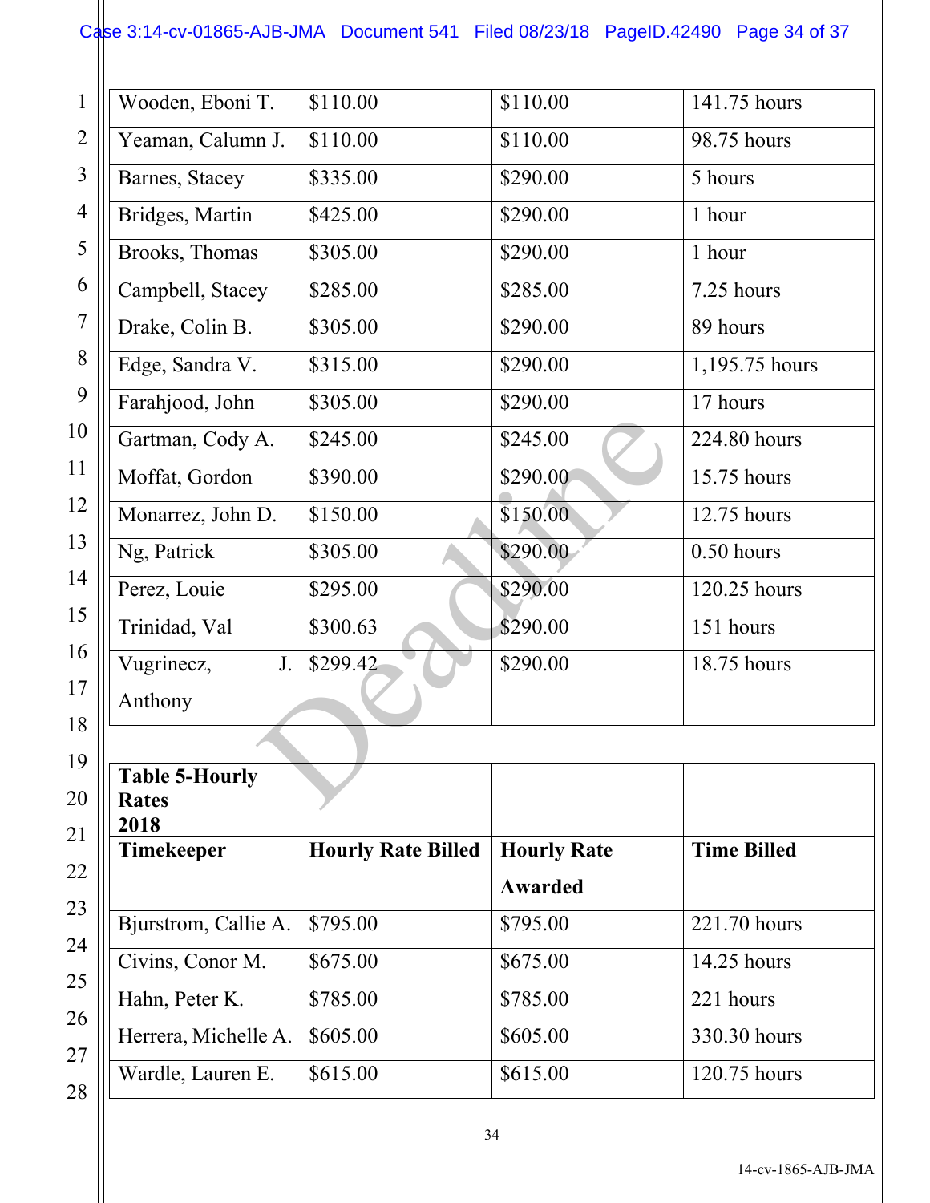| | | | |
|---|---|---|---|
| Wooden, Eboni T. | $110.00 | $110.00 | 141.75 hours |
| Yeaman, Calumn J. | $110.00 | $110.00 | 98.75 hours |
| Barnes, Stacey | $335.00 | $290.00 | 5 hours |
| Bridges, Martin | $425.00 | $290.00 | 1 hour |
| Brooks, Thomas | $305.00 | $290.00 | 1 hour |
| Campbell, Stacey | $285.00 | $285.00 | 7.25 hours |
| Drake, Colin B. | $305.00 | $290.00 | 89 hours |
| Edge, Sandra V. | $315.00 | $290.00 | 1,195.75 hours |
| Farahjood, John | $305.00 | $290.00 | 17 hours |
| Gartman, Cody A. | $245.00 | $245.00 | 224.80 hours |
| Moffat, Gordon | $390.00 | $290.00 | 15.75 hours |
| Monarrez, John D. | $150.00 | $150.00 | 12.75 hours |
| Ng, Patrick | $305.00 | $290.00 | 0.50 hours |
| Perez, Louie | $295.00 | $290.00 | 120.25 hours |
| Trinidad, Val | $300.63 | $290.00 | 151 hours |
| Vugrinecz, J. Anthony | $299.42 | $290.00 | 18.75 hours |

| **Table 5-Hourly Rates 2018** | | | |
|---|---|---|---|
| **Timekeeper** | **Hourly Rate Billed** | **Hourly Rate Awarded** | **Time Billed** |
| Bjurstrom, Callie A. | $795.00 | $795.00 | 221.70 hours |
| Civins, Conor M. | $675.00 | $675.00 | 14.25 hours |
| Hahn, Peter K. | $785.00 | $785.00 | 221 hours |
| Herrera, Michelle A. | $605.00 | $605.00 | 330.30 hours |
| Wardle, Lauren E. | $615.00 | $615.00 | 120.75 hours |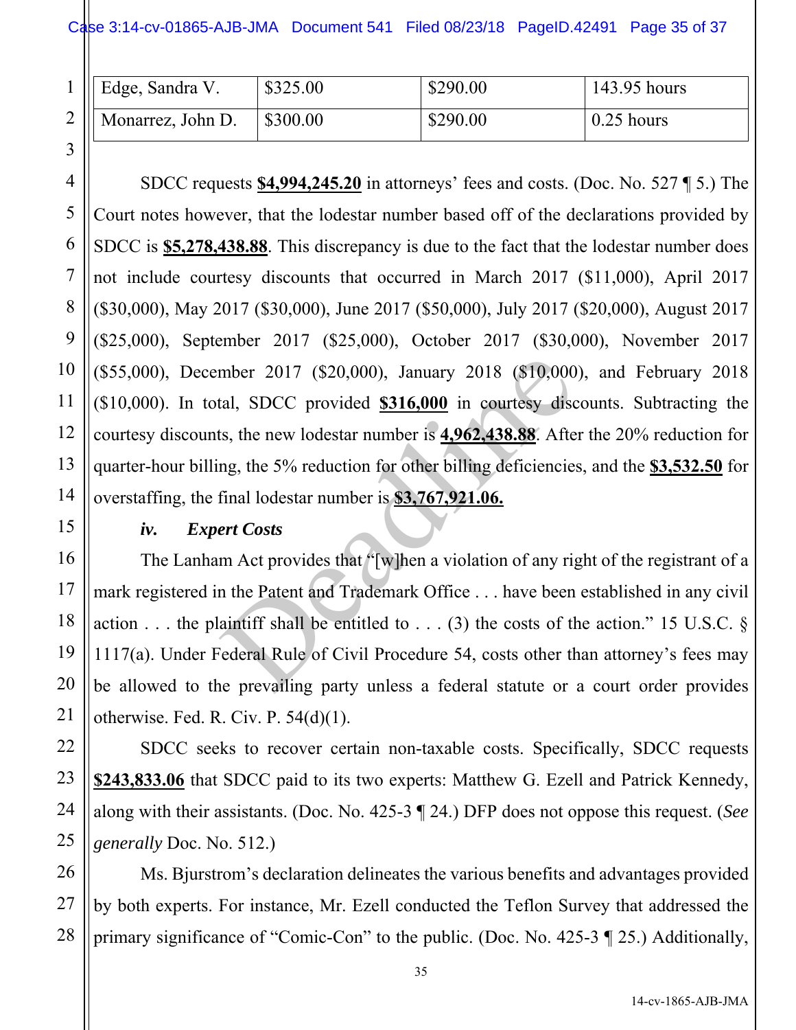| Edge, Sandra V. | $325.00 | $290.00 | 143.95 hours |
|---|---|---|---|
| Monarrez, John D. | $300.00 | $290.00 | 0.25 hours |

SDCC requests **$4,994,245.20** in attorneys' fees and costs. (Doc. No. 527 ¶ 5.) The Court notes however, that the lodestar number based off of the declarations provided by SDCC is **$5,278,438.88**. This discrepancy is due to the fact that the lodestar number does not include courtesy discounts that occurred in March 2017 ($11,000), April 2017 ($30,000), May 2017 ($30,000), June 2017 ($50,000), July 2017 ($20,000), August 2017 ($25,000), September 2017 ($25,000), October 2017 ($30,000), November 2017 ($55,000), December 2017 ($20,000), January 2018 ($10,000), and February 2018 ($10,000). In total, SDCC provided **$316,000** in courtesy discounts. Subtracting the courtesy discounts, the new lodestar number is **4,962,438.88**. After the 20% reduction for quarter-hour billing, the 5% reduction for other billing deficiencies, and the **$3,532.50** for overstaffing, the final lodestar number is **$3,767,921.06.**

### *iv. Expert Costs*

The Lanham Act provides that "[w]hen a violation of any right of the registrant of a mark registered in the Patent and Trademark Office . . . have been established in any civil action . . . the plaintiff shall be entitled to . . . (3) the costs of the action." 15 U.S.C. § 1117(a). Under Federal Rule of Civil Procedure 54, costs other than attorney's fees may be allowed to the prevailing party unless a federal statute or a court order provides otherwise. Fed. R. Civ. P. 54(d)(1).

SDCC seeks to recover certain non-taxable costs. Specifically, SDCC requests **$243,833.06** that SDCC paid to its two experts: Matthew G. Ezell and Patrick Kennedy, along with their assistants. (Doc. No. 425-3 ¶ 24.) DFP does not oppose this request. (*See generally* Doc. No. 512.)

Ms. Bjurstrom's declaration delineates the various benefits and advantages provided by both experts. For instance, Mr. Ezell conducted the Teflon Survey that addressed the primary significance of "Comic-Con" to the public. (Doc. No. 425-3 ¶ 25.) Additionally,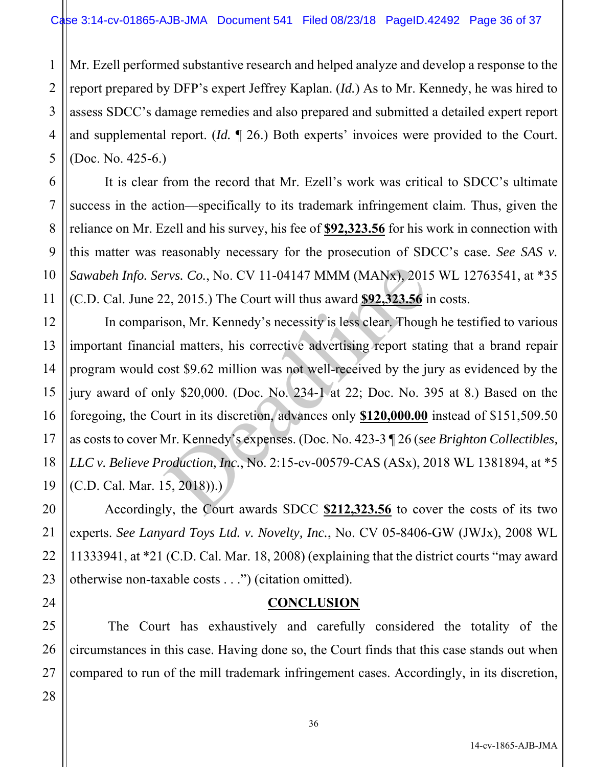Mr. Ezell performed substantive research and helped analyze and develop a response to the report prepared by DFP's expert Jeffrey Kaplan. (*Id.*) As to Mr. Kennedy, he was hired to assess SDCC's damage remedies and also prepared and submitted a detailed expert report and supplemental report. (*Id.* ¶ 26.) Both experts' invoices were provided to the Court. (Doc. No. 425-6.)

It is clear from the record that Mr. Ezell's work was critical to SDCC's ultimate success in the action—specifically to its trademark infringement claim. Thus, given the reliance on Mr. Ezell and his survey, his fee of **<u>$92,323.56</u>** for his work in connection with this matter was reasonably necessary for the prosecution of SDCC's case. *See SAS v. Sawabeh Info. Servs. Co.*, No. CV 11-04147 MMM (MANx), 2015 WL 12763541, at *35 (C.D. Cal. June 22, 2015.) The Court will thus award **<u>$92,323.56</u>** in costs.

In comparison, Mr. Kennedy's necessity is less clear. Though he testified to various important financial matters, his corrective advertising report stating that a brand repair program would cost $9.62 million was not well-received by the jury as evidenced by the jury award of only $20,000. (Doc. No. 234-1 at 22; Doc. No. 395 at 8.) Based on the foregoing, the Court in its discretion, advances only **<u>$120,000.00</u>** instead of $151,509.50 as costs to cover Mr. Kennedy's expenses. (Doc. No. 423-3 ¶ 26 (*see Brighton Collectibles, LLC v. Believe Production, Inc.*, No. 2:15-cv-00579-CAS (ASx), 2018 WL 1381894, at *5 (C.D. Cal. Mar. 15, 2018)).)

Accordingly, the Court awards SDCC **<u>$212,323.56</u>** to cover the costs of its two experts. *See Lanyard Toys Ltd. v. Novelty, Inc.*, No. CV 05-8406-GW (JWJx), 2008 WL 11333941, at *21 (C.D. Cal. Mar. 18, 2008) (explaining that the district courts "may award otherwise non-taxable costs . . .") (citation omitted).

**<u>CONCLUSION</u>**

The Court has exhaustively and carefully considered the totality of the circumstances in this case. Having done so, the Court finds that this case stands out when compared to run of the mill trademark infringement cases. Accordingly, in its discretion,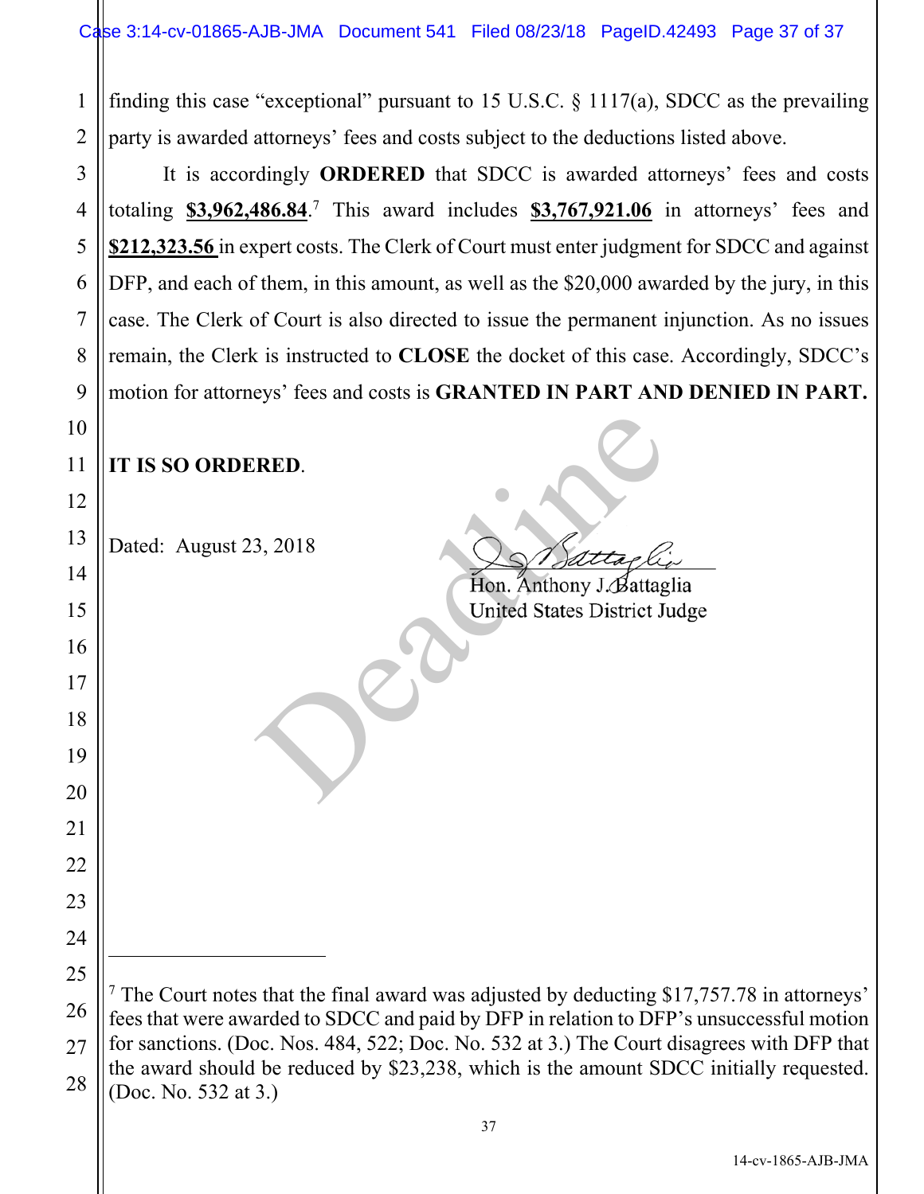finding this case "exceptional" pursuant to 15 U.S.C. § 1117(a), SDCC as the prevailing party is awarded attorneys' fees and costs subject to the deductions listed above.

It is accordingly **ORDERED** that SDCC is awarded attorneys' fees and costs totaling **$3,962,486.84**.[7] This award includes **$3,767,921.06** in attorneys' fees and **$212,323.56** in expert costs. The Clerk of Court must enter judgment for SDCC and against DFP, and each of them, in this amount, as well as the $20,000 awarded by the jury, in this case. The Clerk of Court is also directed to issue the permanent injunction. As no issues remain, the Clerk is instructed to **CLOSE** the docket of this case. Accordingly, SDCC's motion for attorneys' fees and costs is **GRANTED IN PART AND DENIED IN PART.**

**IT IS SO ORDERED**.

Dated: August 23, 2018

Hon. Anthony J. Battaglia
United States District Judge

---

[7] The Court notes that the final award was adjusted by deducting $17,757.78 in attorneys' fees that were awarded to SDCC and paid by DFP in relation to DFP's unsuccessful motion for sanctions. (Doc. Nos. 484, 522; Doc. No. 532 at 3.) The Court disagrees with DFP that the award should be reduced by $23,238, which is the amount SDCC initially requested. (Doc. No. 532 at 3.)